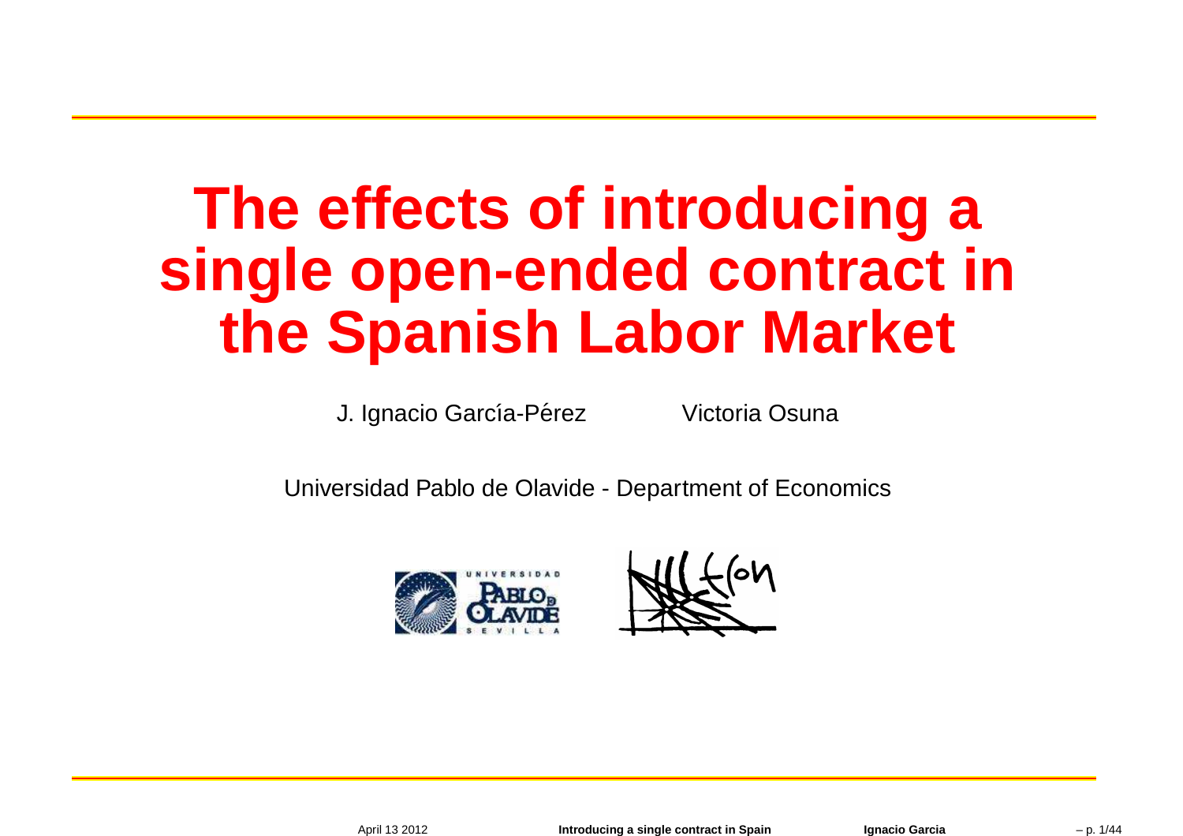# The effects of introducing a single open-ended contract in the Spanish Labor Market

J. Ignacio García-Pérez                Victoria Osuna

Universidad Pablo de Olavide - Department of Economics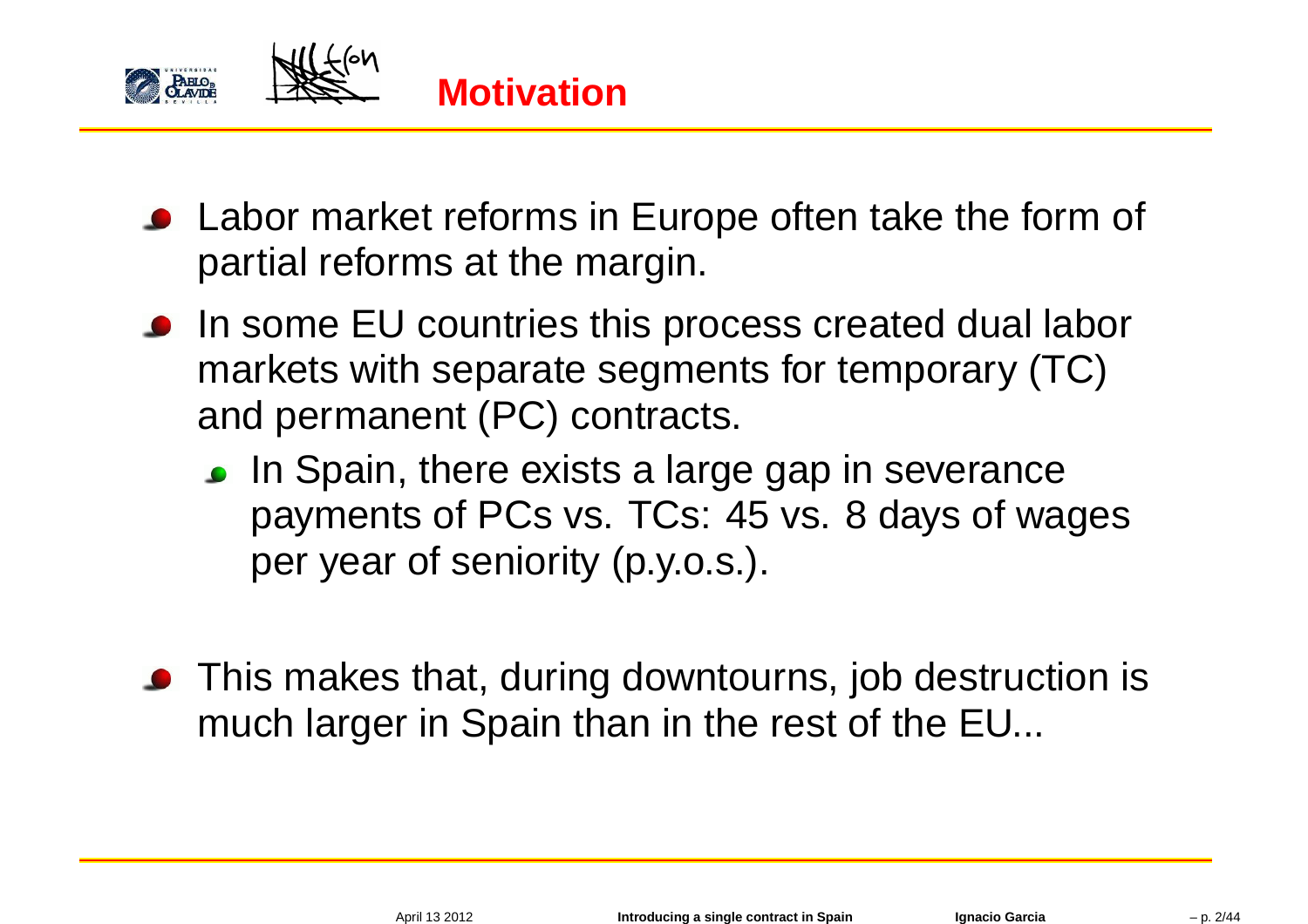# Motivation

- Labor market reforms in Europe often take the form of partial reforms at the margin.
- In some EU countries this process created dual labor markets with separate segments for temporary (TC) and permanent (PC) contracts.
  - In Spain, there exists a large gap in severance payments of PCs vs. TCs: 45 vs. 8 days of wages per year of seniority (p.y.o.s.).
- This makes that, during downtourns, job destruction is much larger in Spain than in the rest of the EU...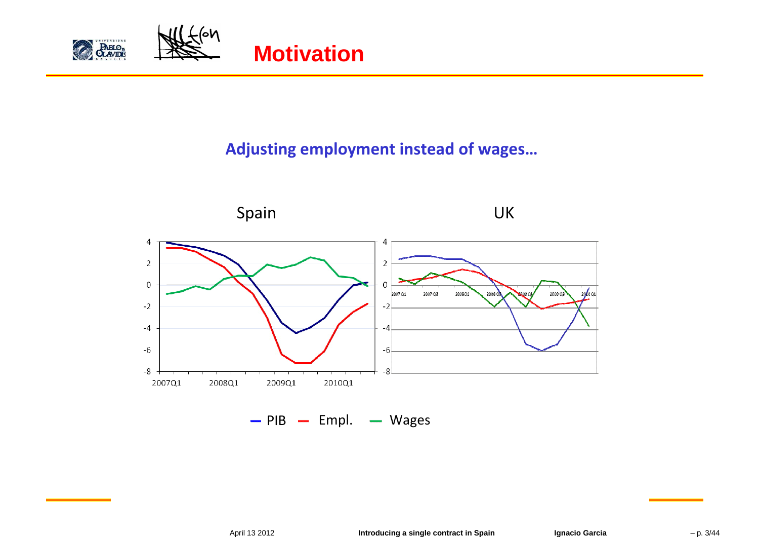# Motivation

**Adjusting employment instead of wages…**

Spain

UK

— PIB — Empl. — Wages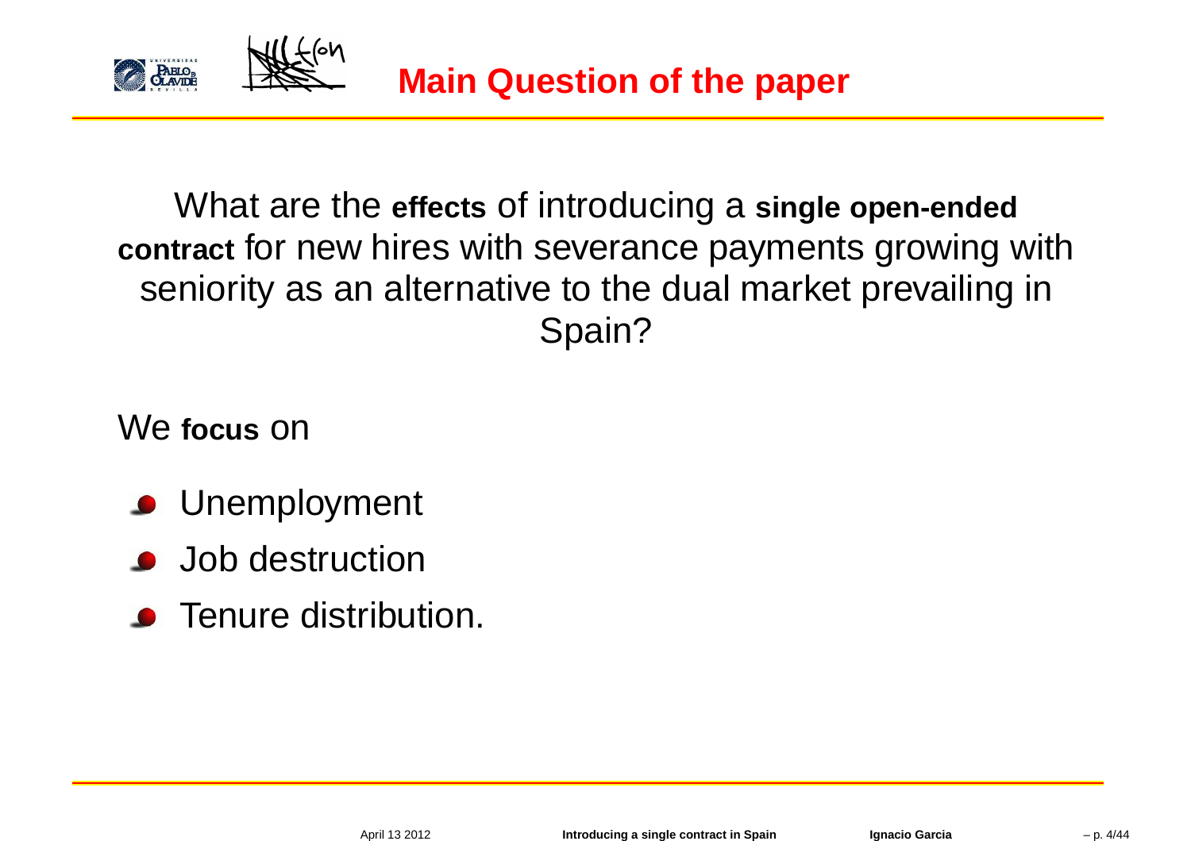# Main Question of the paper

What are the **effects** of introducing a **single open-ended contract** for new hires with severance payments growing with seniority as an alternative to the dual market prevailing in Spain?

We **focus** on

- Unemployment
- Job destruction
- Tenure distribution.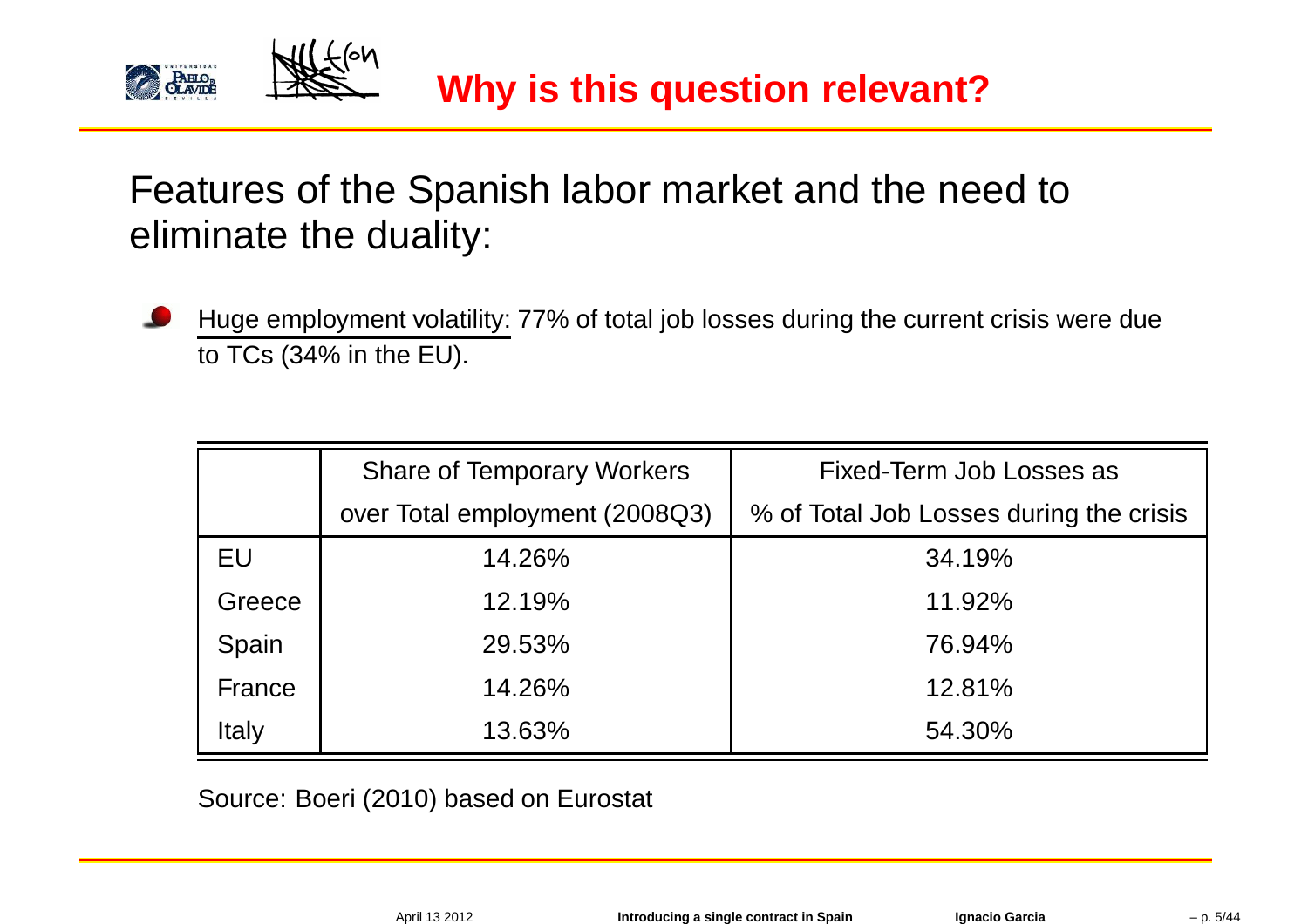# Why is this question relevant?

Features of the Spanish labor market and the need to eliminate the duality:

- Huge employment volatility: 77% of total job losses during the current crisis were due to TCs (34% in the EU).

| | Share of Temporary Workers over Total employment (2008Q3) | Fixed-Term Job Losses as % of Total Job Losses during the crisis |
|---|---|---|
| EU | 14.26% | 34.19% |
| Greece | 12.19% | 11.92% |
| Spain | 29.53% | 76.94% |
| France | 14.26% | 12.81% |
| Italy | 13.63% | 54.30% |

Source: Boeri (2010) based on Eurostat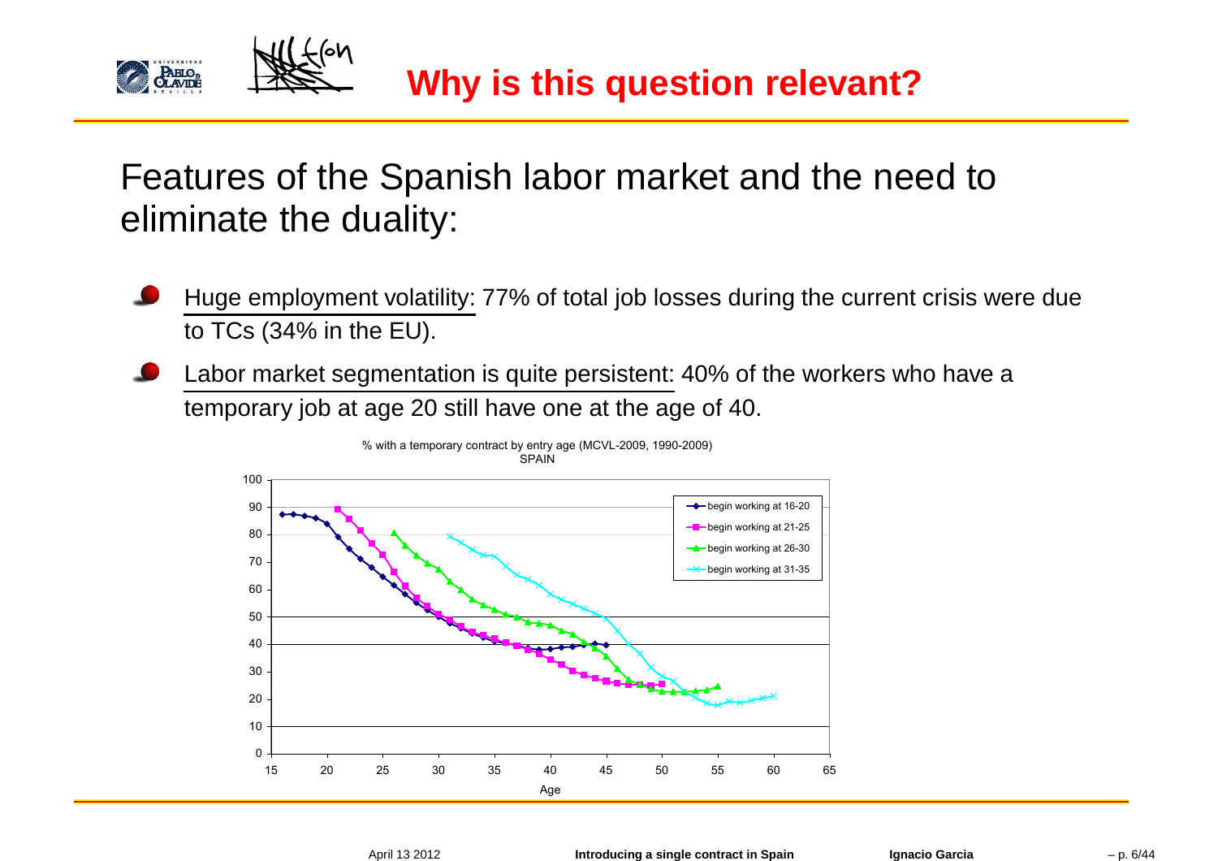# Why is this question relevant?

Features of the Spanish labor market and the need to eliminate the duality:

- Huge employment volatility: 77% of total job losses during the current crisis were due to TCs (34% in the EU).
- Labor market segmentation is quite persistent: 40% of the workers who have a temporary job at age 20 still have one at the age of 40.

% with a temporary contract by entry age (MCVL-2009, 1990-2009)
SPAIN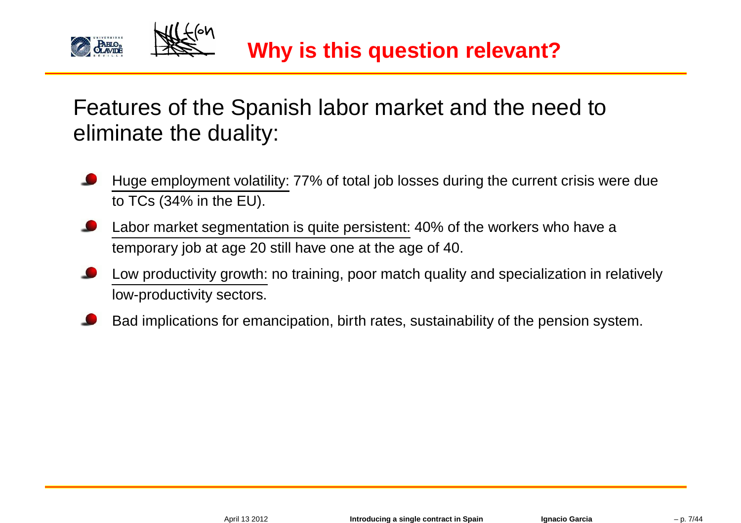# Why is this question relevant?

Features of the Spanish labor market and the need to eliminate the duality:

- Huge employment volatility: 77% of total job losses during the current crisis were due to TCs (34% in the EU).
- Labor market segmentation is quite persistent: 40% of the workers who have a temporary job at age 20 still have one at the age of 40.
- Low productivity growth: no training, poor match quality and specialization in relatively low-productivity sectors.
- Bad implications for emancipation, birth rates, sustainability of the pension system.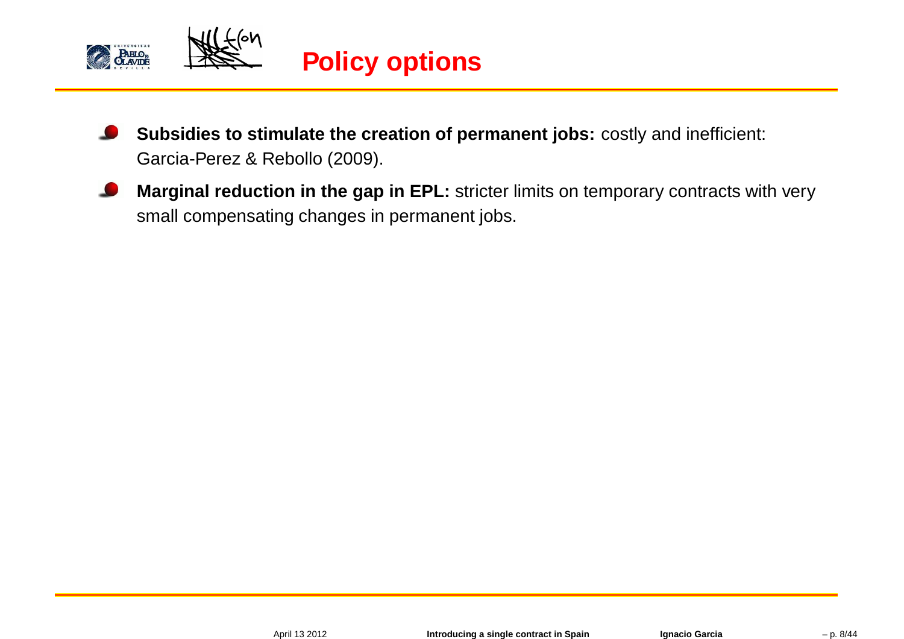# Policy options

- **Subsidies to stimulate the creation of permanent jobs:** costly and inefficient: Garcia-Perez & Rebollo (2009).
- **Marginal reduction in the gap in EPL:** stricter limits on temporary contracts with very small compensating changes in permanent jobs.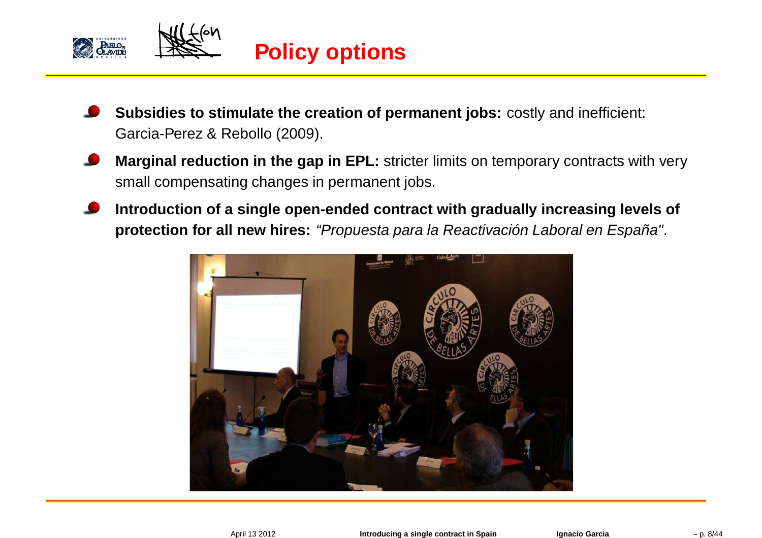# Policy options

- **Subsidies to stimulate the creation of permanent jobs:** costly and inefficient: Garcia-Perez & Rebollo (2009).
- **Marginal reduction in the gap in EPL:** stricter limits on temporary contracts with very small compensating changes in permanent jobs.
- **Introduction of a single open-ended contract with gradually increasing levels of protection for all new hires:** *“Propuesta para la Reactivación Laboral en España"*.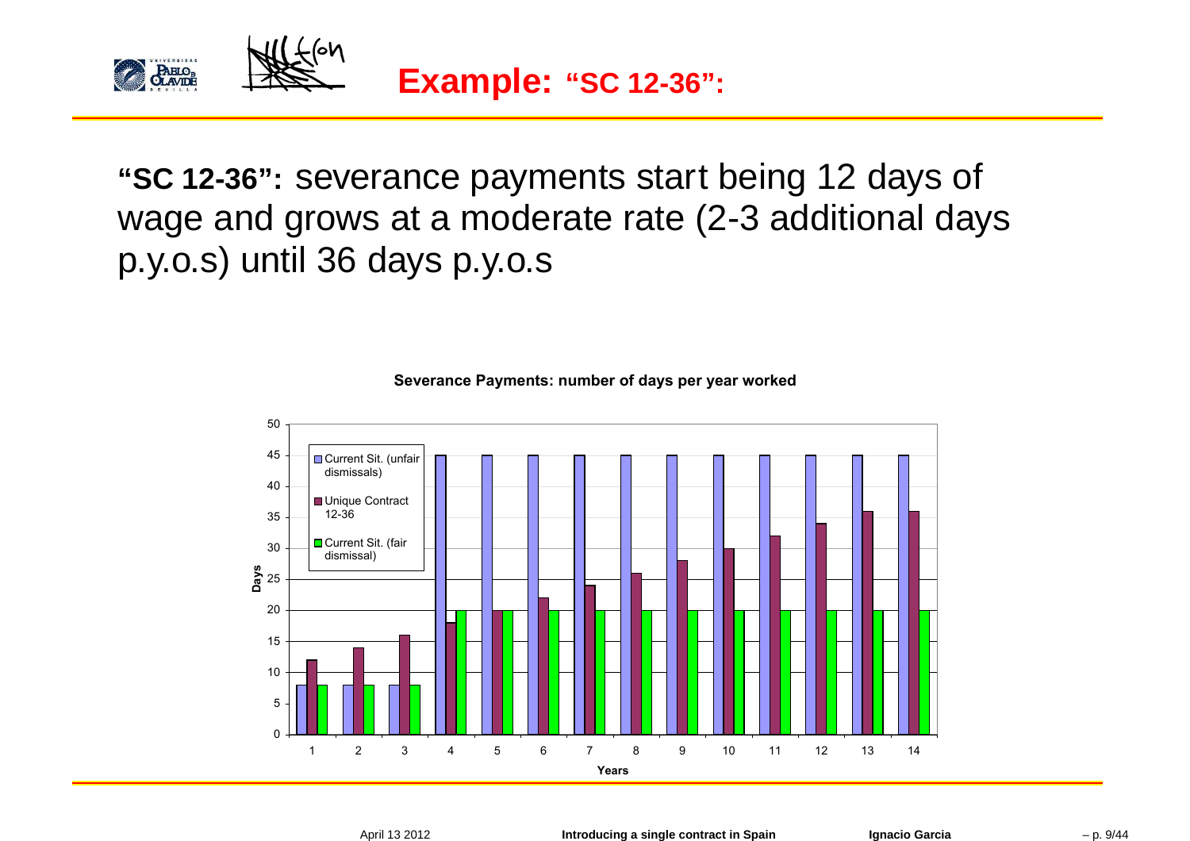# Example: "SC 12-36":

**"SC 12-36":** severance payments start being 12 days of wage and grows at a moderate rate (2-3 additional days p.y.o.s) until 36 days p.y.o.s

**Severance Payments: number of days per year worked**

| Years | Current Sit. (unfair dismissals) | Unique Contract 12-36 | Current Sit. (fair dismissal) |
|---|---|---|---|
| 1 | 8 | 12 | 8 |
| 2 | 8 | 14 | 8 |
| 3 | 8 | 16 | 8 |
| 4 | 45 | 18 | 20 |
| 5 | 45 | 20 | 20 |
| 6 | 45 | 22 | 20 |
| 7 | 45 | 24 | 20 |
| 8 | 45 | 26 | 20 |
| 9 | 45 | 28 | 20 |
| 10 | 45 | 30 | 20 |
| 11 | 45 | 32 | 20 |
| 12 | 45 | 34 | 20 |
| 13 | 45 | 36 | 20 |
| 14 | 45 | 36 | 20 |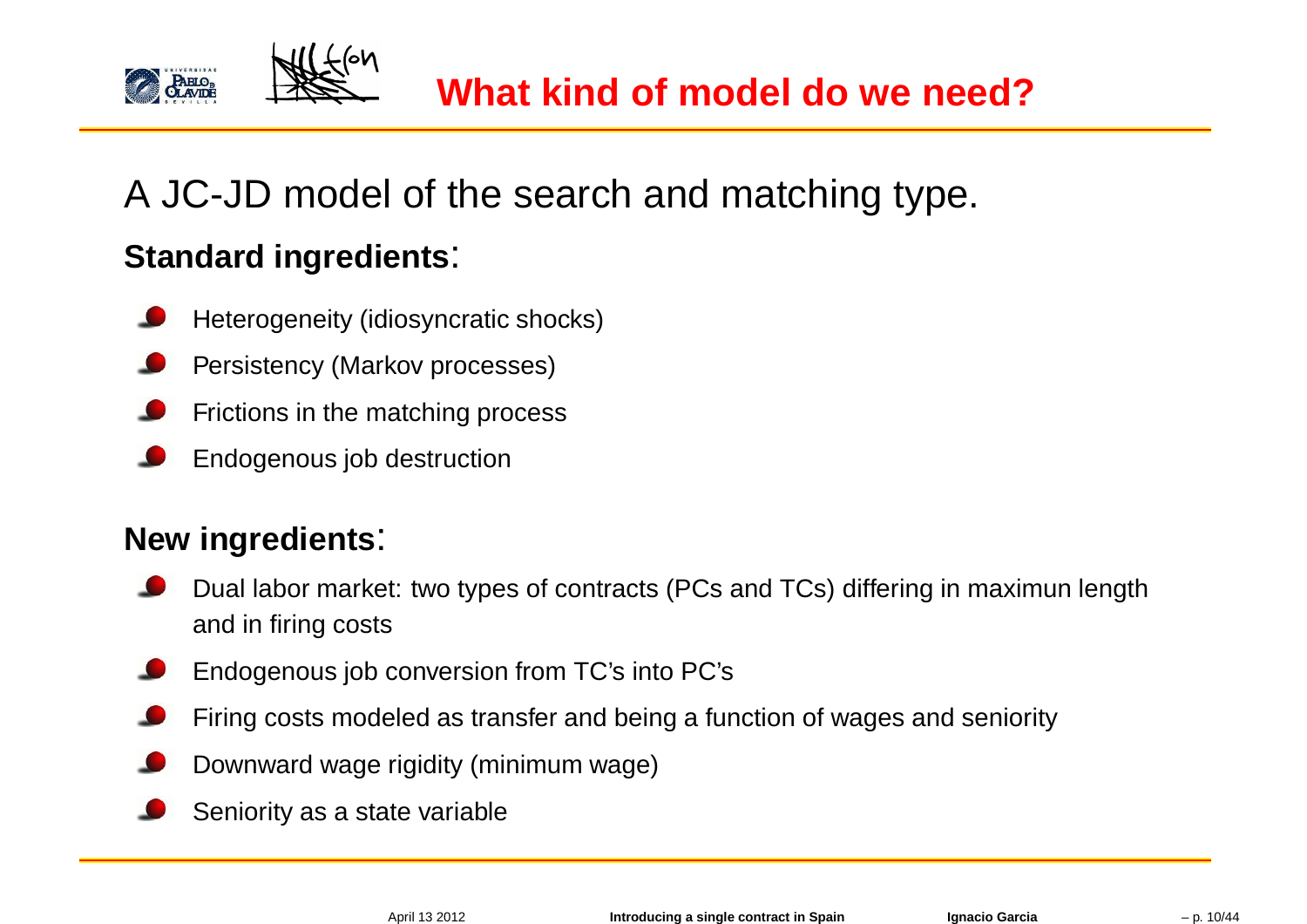# What kind of model do we need?

A JC-JD model of the search and matching type.

**Standard ingredients**:

- Heterogeneity (idiosyncratic shocks)
- Persistency (Markov processes)
- Frictions in the matching process
- Endogenous job destruction

**New ingredients**:

- Dual labor market: two types of contracts (PCs and TCs) differing in maximun length and in firing costs
- Endogenous job conversion from TC's into PC's
- Firing costs modeled as transfer and being a function of wages and seniority
- Downward wage rigidity (minimum wage)
- Seniority as a state variable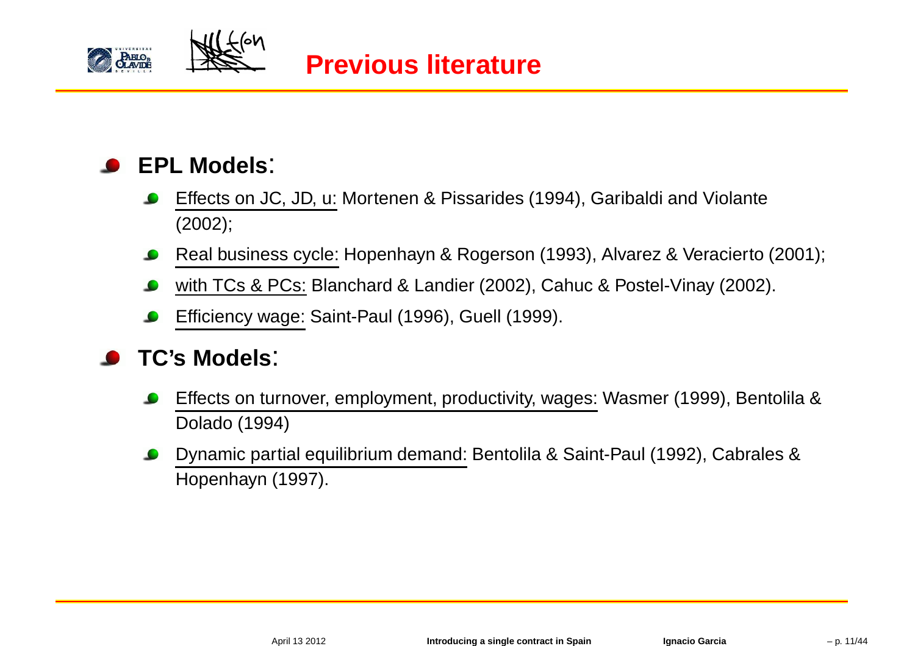# Previous literature

- **EPL Models**:
  - Effects on JC, JD, u: Mortenen & Pissarides (1994), Garibaldi and Violante (2002);
  - Real business cycle: Hopenhayn & Rogerson (1993), Alvarez & Veracierto (2001);
  - with TCs & PCs: Blanchard & Landier (2002), Cahuc & Postel-Vinay (2002).
  - Efficiency wage: Saint-Paul (1996), Guell (1999).
- **TC's Models**:
  - Effects on turnover, employment, productivity, wages: Wasmer (1999), Bentolila & Dolado (1994)
  - Dynamic partial equilibrium demand: Bentolila & Saint-Paul (1992), Cabrales & Hopenhayn (1997).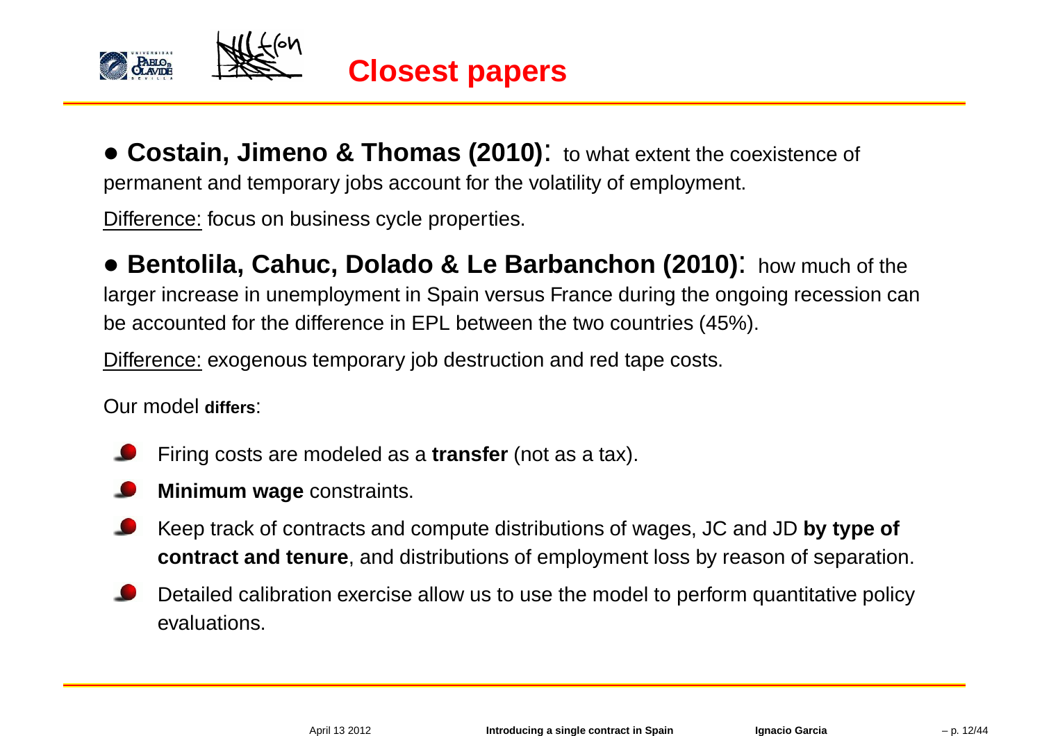# Closest papers

- **Costain, Jimeno & Thomas (2010)**: to what extent the coexistence of permanent and temporary jobs account for the volatility of employment.

Difference: focus on business cycle properties.

- **Bentolila, Cahuc, Dolado & Le Barbanchon (2010)**: how much of the larger increase in unemployment in Spain versus France during the ongoing recession can be accounted for the difference in EPL between the two countries (45%).

Difference: exogenous temporary job destruction and red tape costs.

Our model **differs**:

- Firing costs are modeled as a **transfer** (not as a tax).
- **Minimum wage** constraints.
- Keep track of contracts and compute distributions of wages, JC and JD **by type of contract and tenure**, and distributions of employment loss by reason of separation.
- Detailed calibration exercise allow us to use the model to perform quantitative policy evaluations.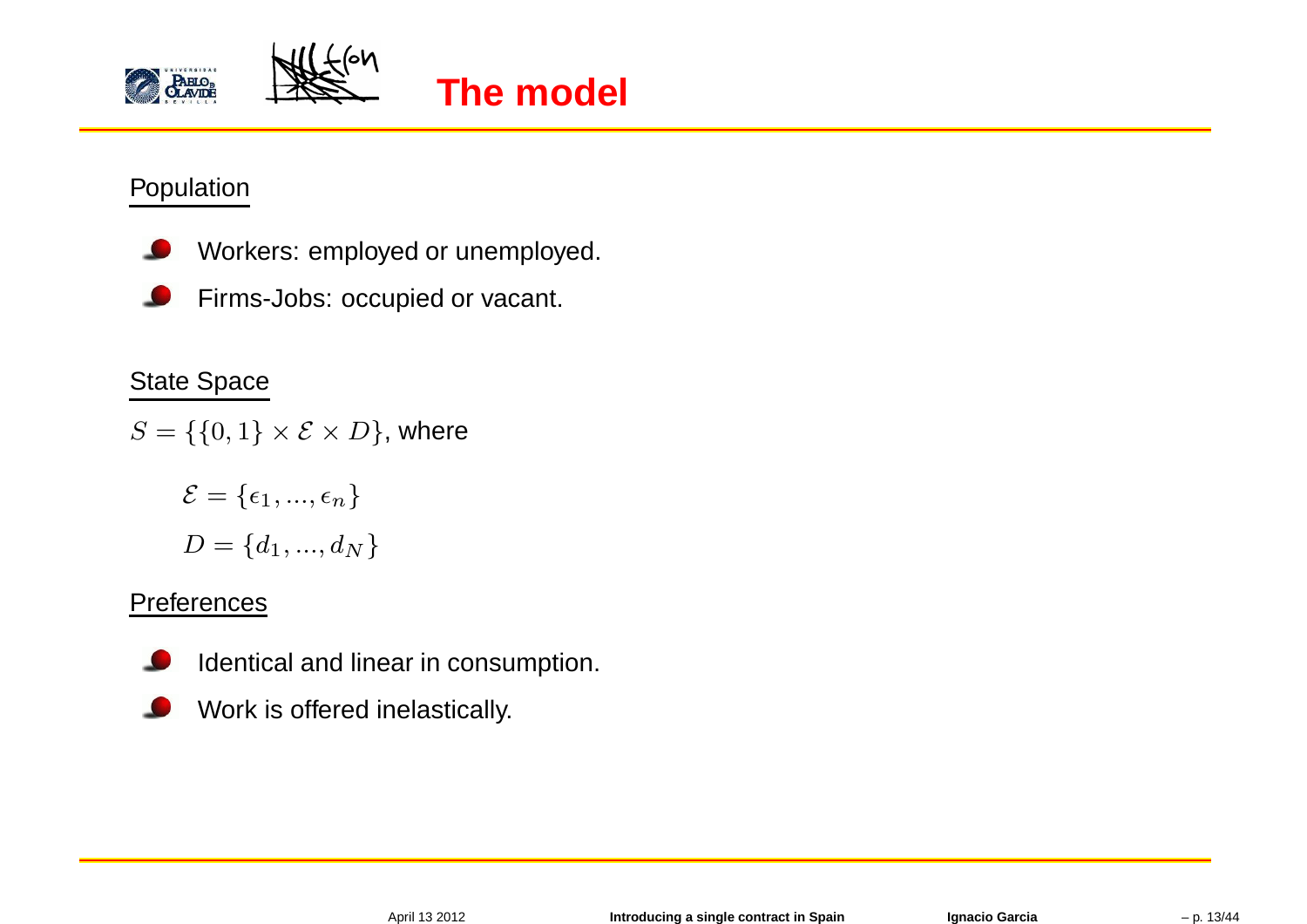# The model

Population

- Workers: employed or unemployed.
- Firms-Jobs: occupied or vacant.

State Space

$S = \{\{0, 1\} \times \mathcal{E} \times D\}$, where

$$\mathcal{E} = \{\epsilon_1, ..., \epsilon_n\}$$

$$D = \{d_1, ..., d_N\}$$

Preferences

- Identical and linear in consumption.
- Work is offered inelastically.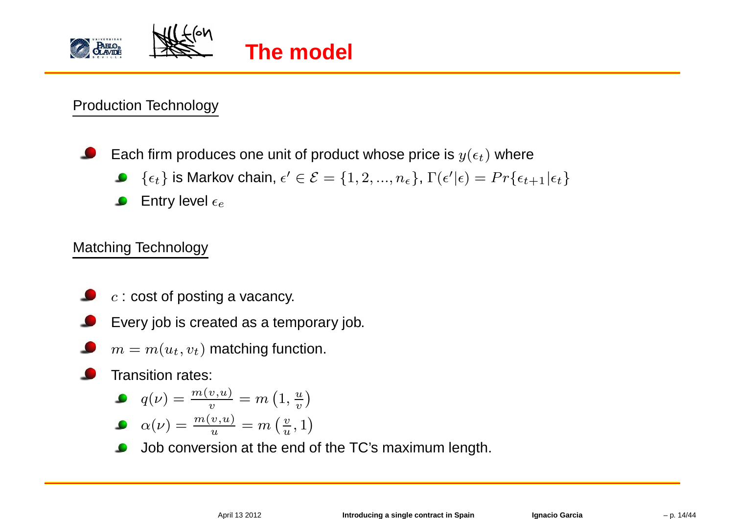# The model

<u>Production Technology</u>

- Each firm produces one unit of product whose price is $y(\epsilon_t)$ where
  - $\{\epsilon_t\}$ is Markov chain, $\epsilon' \in \mathcal{E} = \{1, 2, ..., n_\epsilon\}$, $\Gamma(\epsilon'|\epsilon) = Pr\{\epsilon_{t+1}|\epsilon_t\}$
  - Entry level $\epsilon_e$

<u>Matching Technology</u>

- $c$ : cost of posting a vacancy.
- Every job is created as a temporary job.
- $m = m(u_t, v_t)$ matching function.
- Transition rates:
  - $q(\nu) = \frac{m(v,u)}{v} = m\left(1, \frac{u}{v}\right)$
  - $\alpha(\nu) = \frac{m(v,u)}{u} = m\left(\frac{v}{u}, 1\right)$
  - Job conversion at the end of the TC's maximum length.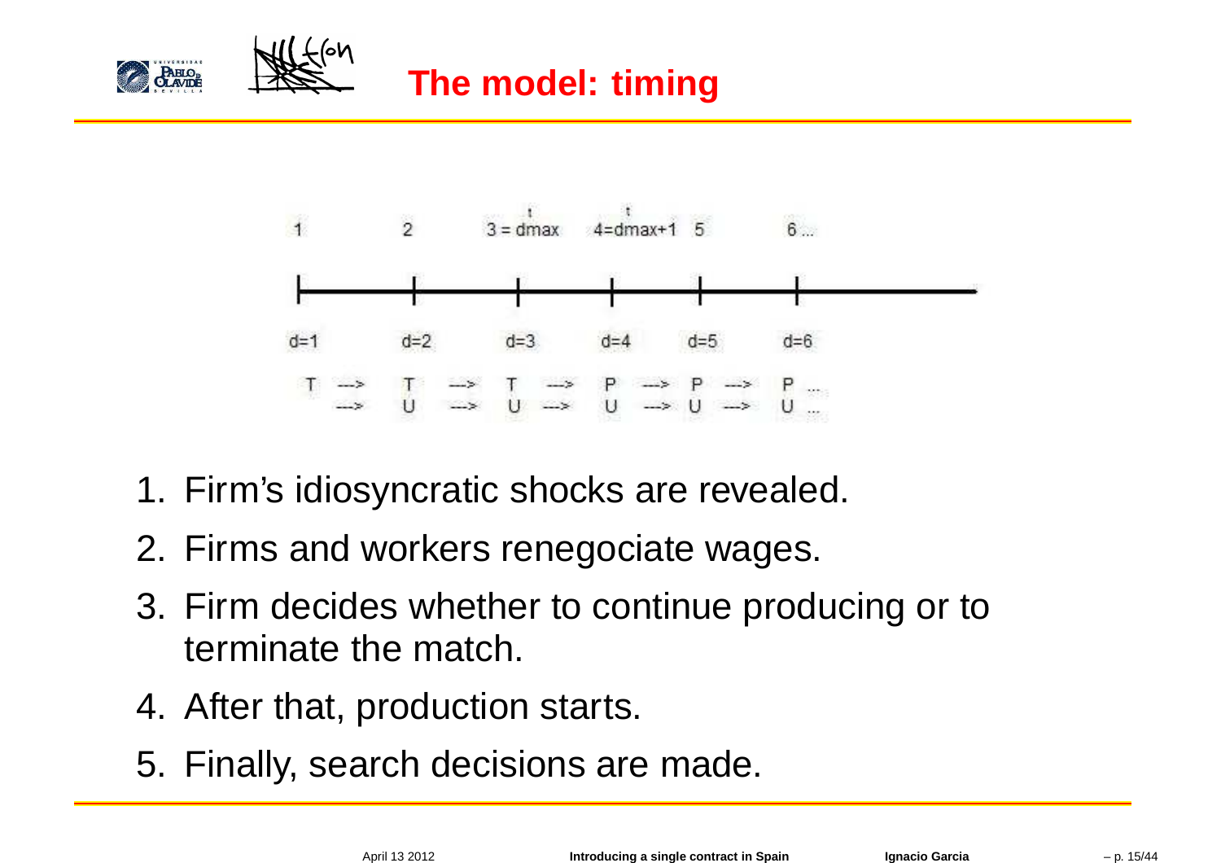# The model: timing

| 1 | 2 | 3 = dmax | 4=dmax+1 | 5 | 6 ... |
|---|---|---|---|---|---|
| d=1 | d=2 | d=3 | d=4 | d=5 | d=6 |

```
T  --->  T  --->  T  --->  P  --->  P  --->  P ...
   --->  U  --->  U  --->  U  --->  U  --->  U ...
```

1. Firm's idiosyncratic shocks are revealed.
2. Firms and workers renegociate wages.
3. Firm decides whether to continue producing or to terminate the match.
4. After that, production starts.
5. Finally, search decisions are made.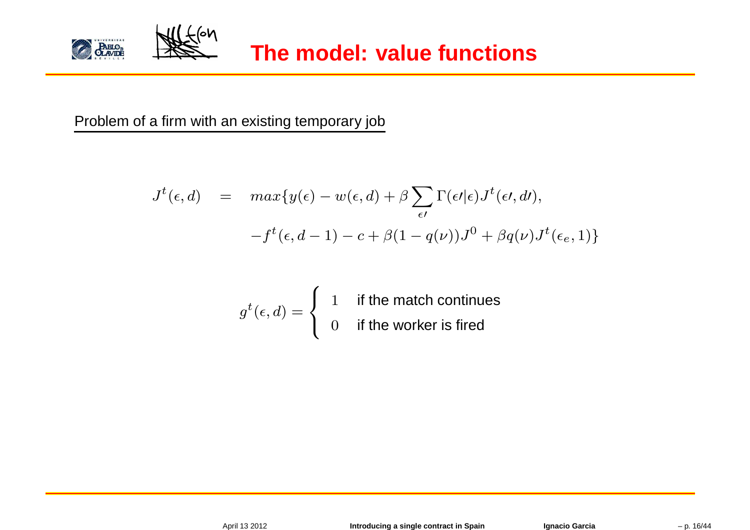# The model: value functions

Problem of a firm with an existing temporary job

$$
\begin{aligned}
J^t(\epsilon, d) \quad = \quad & max\{y(\epsilon) - w(\epsilon, d) + \beta \sum_{\epsilon\prime} \Gamma(\epsilon\prime|\epsilon) J^t(\epsilon\prime, d\prime), \\
& -f^t(\epsilon, d-1) - c + \beta(1 - q(\nu))J^0 + \beta q(\nu) J^t(\epsilon_e, 1)\}
\end{aligned}
$$

$$
g^t(\epsilon, d) = \begin{cases} 1 & \text{if the match continues} \\ 0 & \text{if the worker is fired} \end{cases}
$$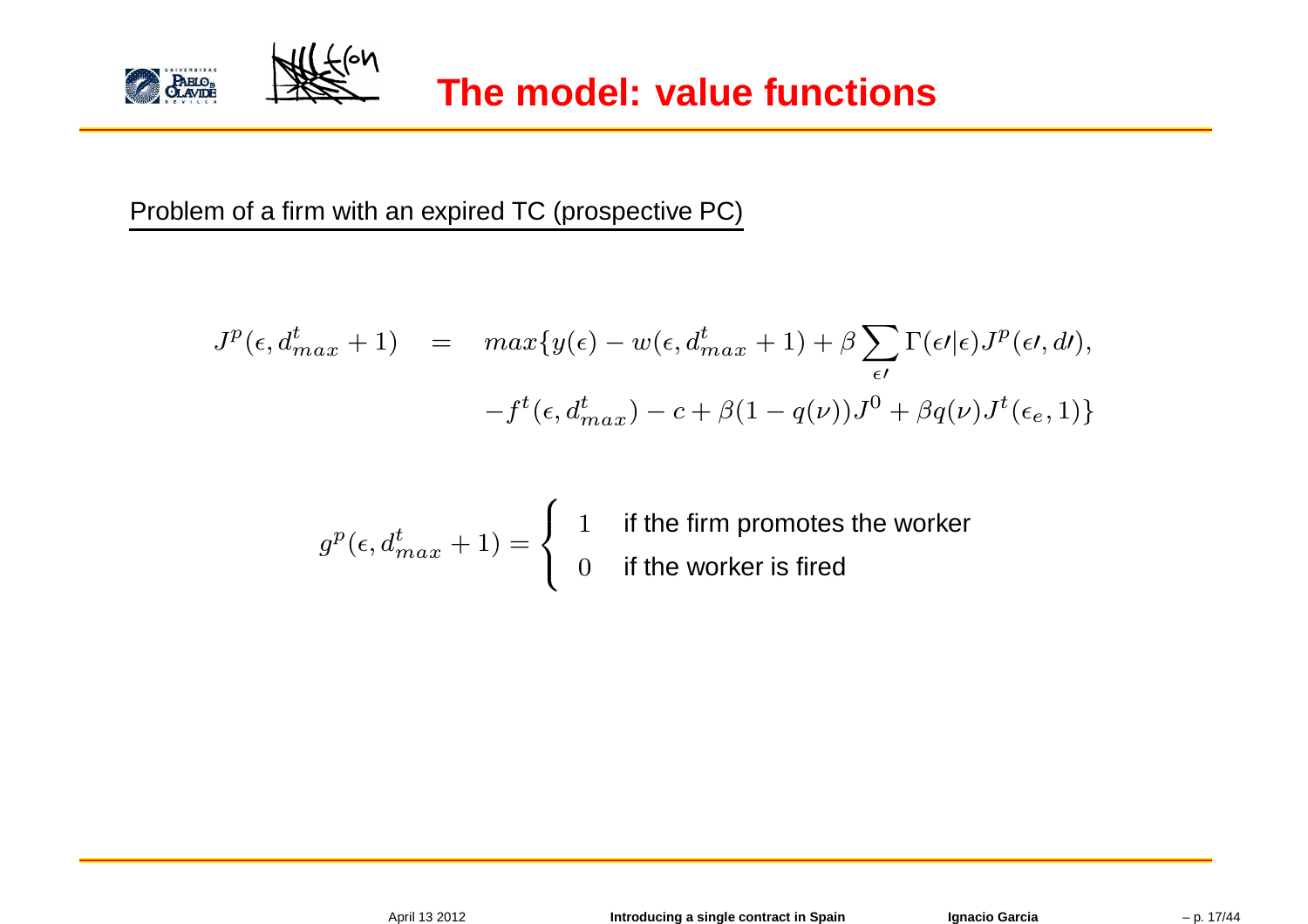# The model: value functions

Problem of a firm with an expired TC (prospective PC)

$$
\begin{aligned}
J^p(\epsilon, d^t_{max}+1) \quad &= \quad max\{y(\epsilon) - w(\epsilon, d^t_{max}+1) + \beta \sum_{\epsilon\prime} \Gamma(\epsilon\prime|\epsilon) J^p(\epsilon\prime, d\prime), \\
&\qquad -f^t(\epsilon, d^t_{max}) - c + \beta(1-q(\nu))J^0 + \beta q(\nu) J^t(\epsilon_e, 1)\}
\end{aligned}
$$

$$
g^p(\epsilon, d^t_{max}+1) = \begin{cases} 1 & \text{if the firm promotes the worker} \\ 0 & \text{if the worker is fired} \end{cases}
$$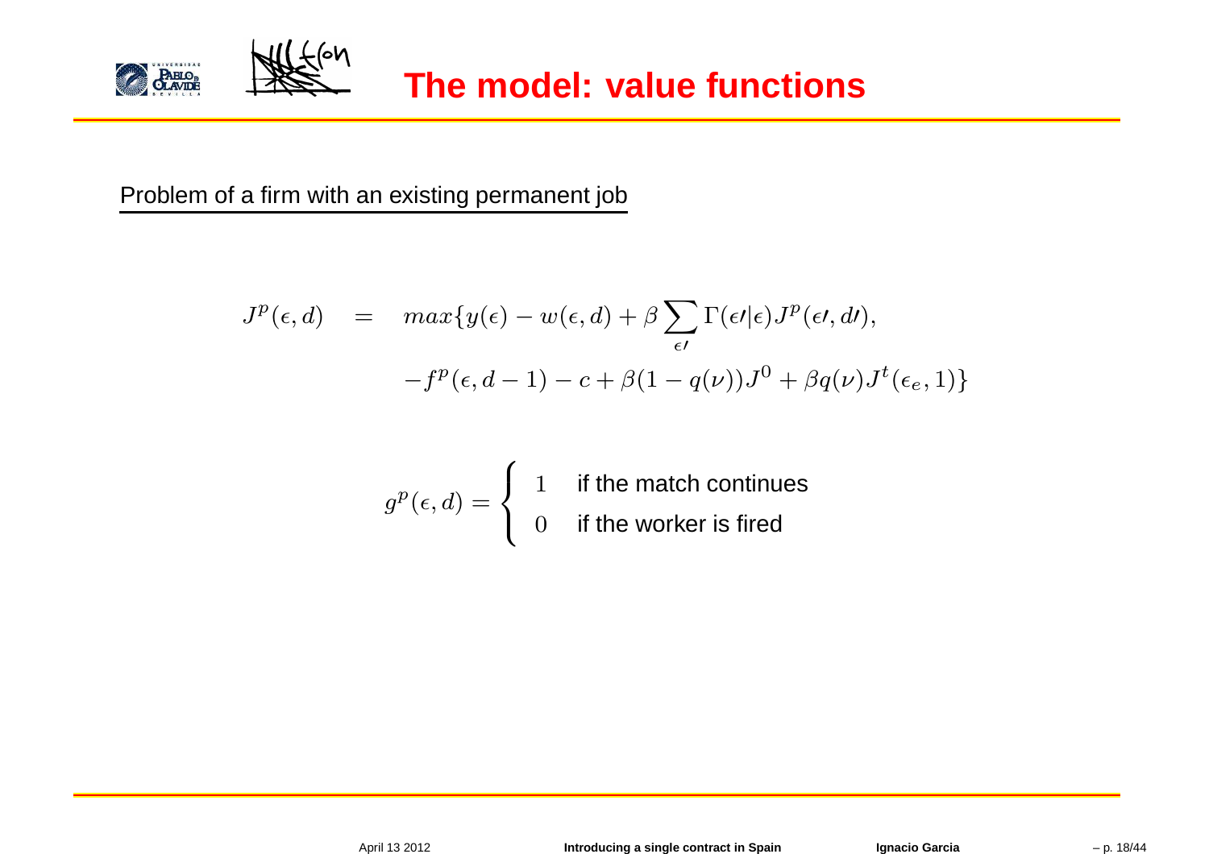# The model: value functions

Problem of a firm with an existing permanent job

$$
\begin{aligned}
J^p(\epsilon, d) \quad = \quad & max\{y(\epsilon) - w(\epsilon, d) + \beta \sum_{\epsilon\prime} \Gamma(\epsilon\prime|\epsilon) J^p(\epsilon\prime, d\prime), \\
& -f^p(\epsilon, d-1) - c + \beta(1 - q(\nu)) J^0 + \beta q(\nu) J^t(\epsilon_e, 1)\}
\end{aligned}
$$

$$
g^p(\epsilon, d) = \begin{cases} 1 & \text{if the match continues} \\ 0 & \text{if the worker is fired} \end{cases}
$$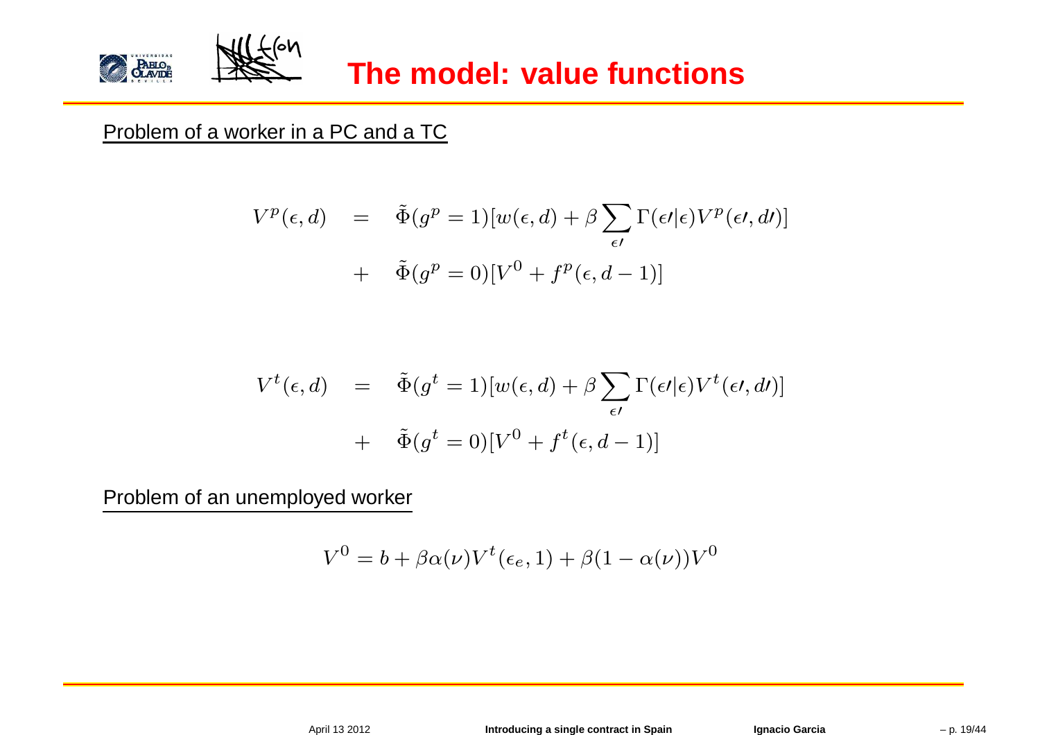# The model: value functions

Problem of a worker in a PC and a TC

$$
\begin{aligned}
V^p(\epsilon, d) \quad &= \quad \tilde{\Phi}(g^p = 1)[w(\epsilon, d) + \beta \sum_{\epsilon\prime} \Gamma(\epsilon\prime|\epsilon) V^p(\epsilon\prime, d\prime)] \\
&+ \quad \tilde{\Phi}(g^p = 0)[V^0 + f^p(\epsilon, d-1)]
\end{aligned}
$$

$$
\begin{aligned}
V^t(\epsilon, d) \quad &= \quad \tilde{\Phi}(g^t = 1)[w(\epsilon, d) + \beta \sum_{\epsilon\prime} \Gamma(\epsilon\prime|\epsilon) V^t(\epsilon\prime, d\prime)] \\
&+ \quad \tilde{\Phi}(g^t = 0)[V^0 + f^t(\epsilon, d-1)]
\end{aligned}
$$

Problem of an unemployed worker

$$
V^0 = b + \beta \alpha(\nu) V^t(\epsilon_e, 1) + \beta(1 - \alpha(\nu)) V^0
$$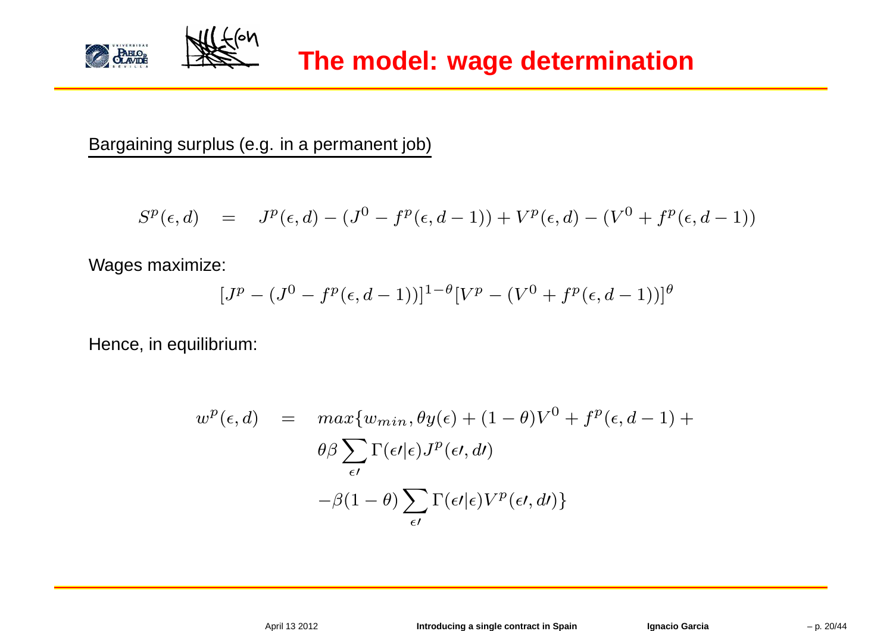# The model: wage determination

Bargaining surplus (e.g. in a permanent job)

$$S^p(\epsilon, d) \quad = \quad J^p(\epsilon, d) - (J^0 - f^p(\epsilon, d-1)) + V^p(\epsilon, d) - (V^0 + f^p(\epsilon, d-1))$$

Wages maximize:

$$[J^p - (J^0 - f^p(\epsilon, d-1))]^{1-\theta}[V^p - (V^0 + f^p(\epsilon, d-1))]^{\theta}$$

Hence, in equilibrium:

$$\begin{aligned} w^p(\epsilon, d) \quad = \quad & max\{w_{min}, \theta y(\epsilon) + (1-\theta)V^0 + f^p(\epsilon, d-1) + \\ & \theta\beta \sum_{\epsilon\prime} \Gamma(\epsilon\prime|\epsilon) J^p(\epsilon\prime, d\prime) \\ & -\beta(1-\theta) \sum_{\epsilon\prime} \Gamma(\epsilon\prime|\epsilon) V^p(\epsilon\prime, d\prime)\} \end{aligned}$$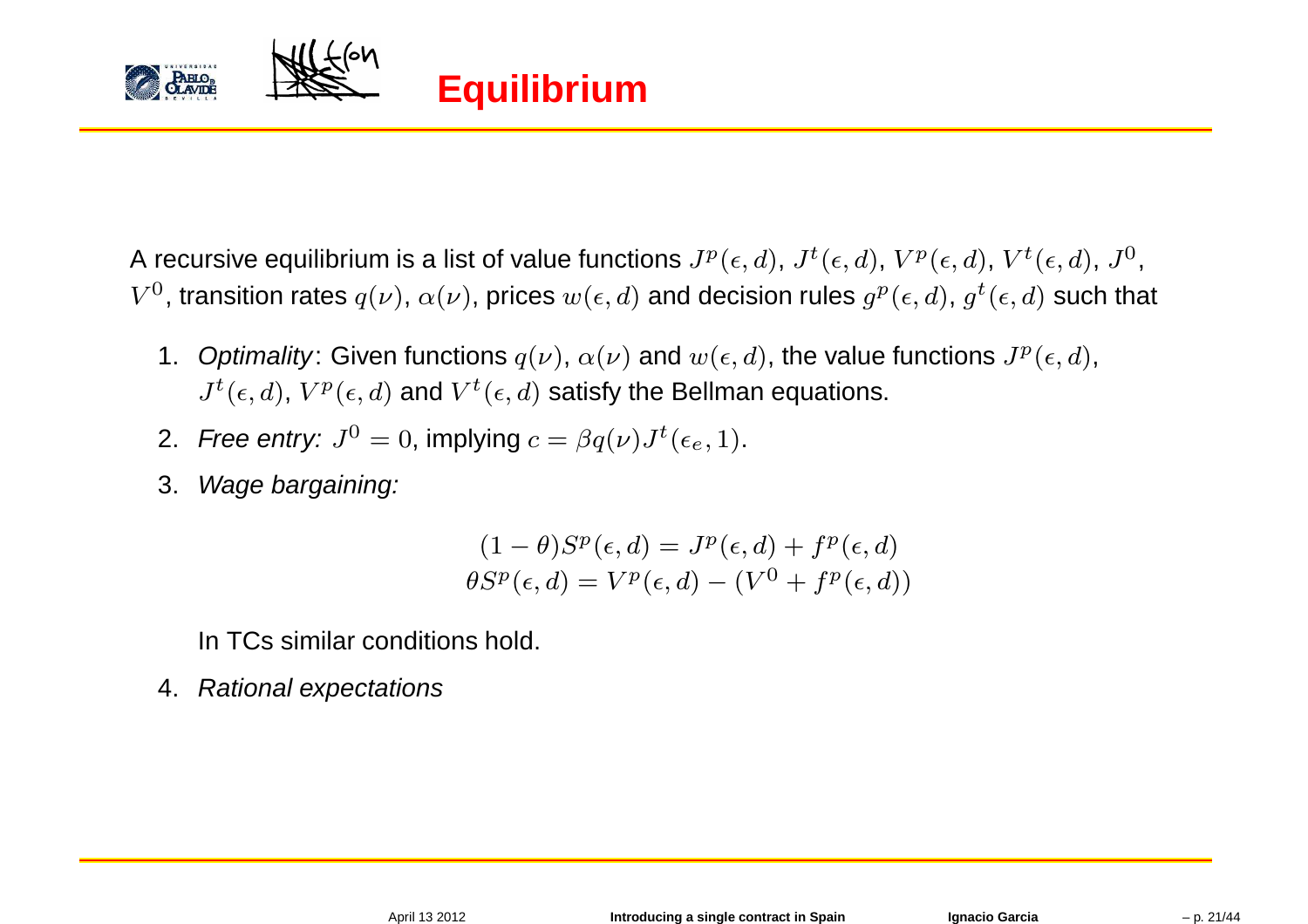# Equilibrium

A recursive equilibrium is a list of value functions $J^p(\epsilon, d)$, $J^t(\epsilon, d)$, $V^p(\epsilon, d)$, $V^t(\epsilon, d)$, $J^0$, $V^0$, transition rates $q(\nu)$, $\alpha(\nu)$, prices $w(\epsilon, d)$ and decision rules $g^p(\epsilon, d)$, $g^t(\epsilon, d)$ such that

1. *Optimality*: Given functions $q(\nu)$, $\alpha(\nu)$ and $w(\epsilon, d)$, the value functions $J^p(\epsilon, d)$, $J^t(\epsilon, d)$, $V^p(\epsilon, d)$ and $V^t(\epsilon, d)$ satisfy the Bellman equations.
2. *Free entry:* $J^0 = 0$, implying $c = \beta q(\nu) J^t(\epsilon_e, 1)$.
3. *Wage bargaining:*

$$(1-\theta) S^p(\epsilon, d) = J^p(\epsilon, d) + f^p(\epsilon, d)$$
$$\theta S^p(\epsilon, d) = V^p(\epsilon, d) - (V^0 + f^p(\epsilon, d))$$

   In TCs similar conditions hold.

4. *Rational expectations*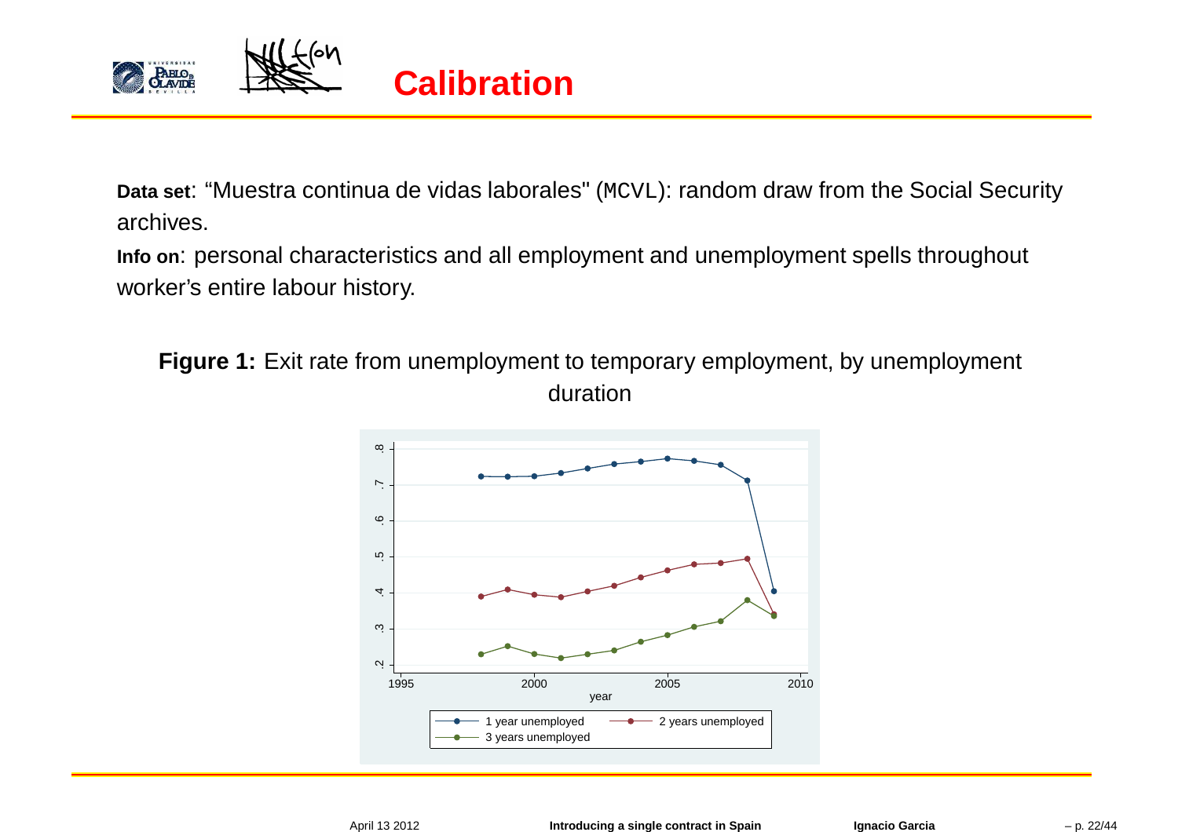# Calibration

**Data set**: “Muestra continua de vidas laborales" (`MCVL`): random draw from the Social Security archives.

**Info on**: personal characteristics and all employment and unemployment spells throughout worker’s entire labour history.

**Figure 1:** Exit rate from unemployment to temporary employment, by unemployment duration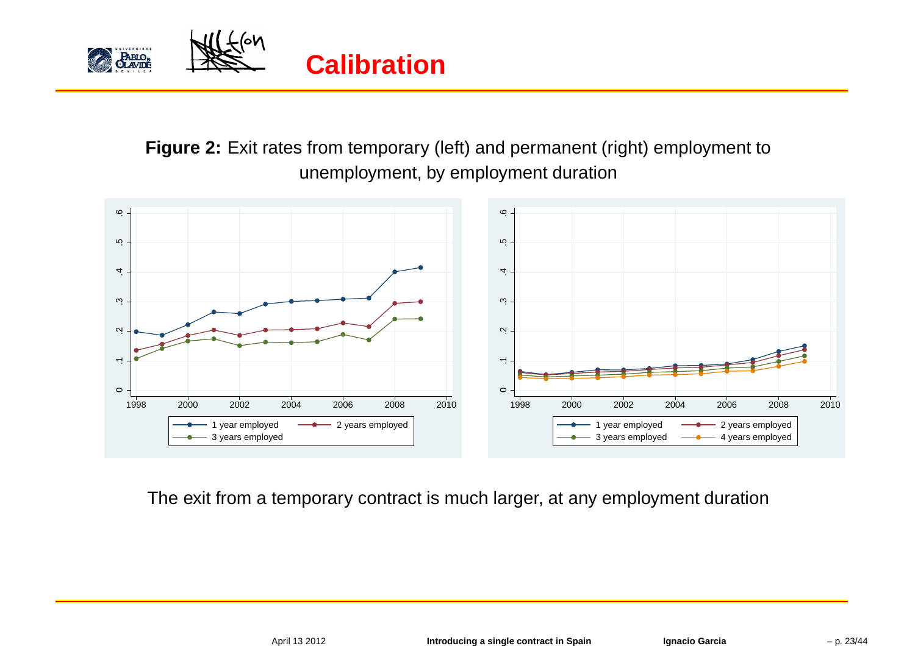# Calibration

**Figure 2:** Exit rates from temporary (left) and permanent (right) employment to unemployment, by employment duration

The exit from a temporary contract is much larger, at any employment duration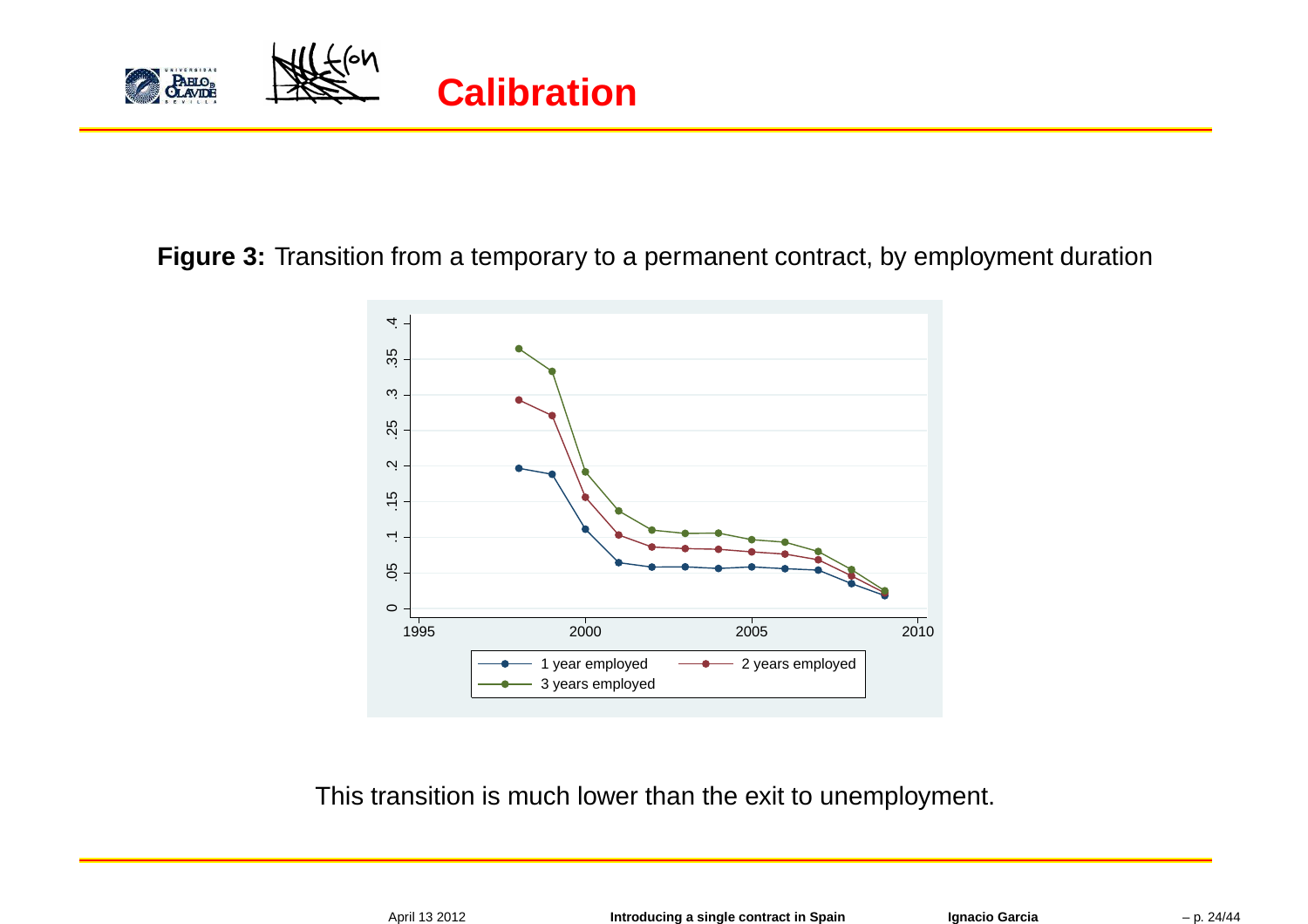# Calibration

**Figure 3:** Transition from a temporary to a permanent contract, by employment duration

This transition is much lower than the exit to unemployment.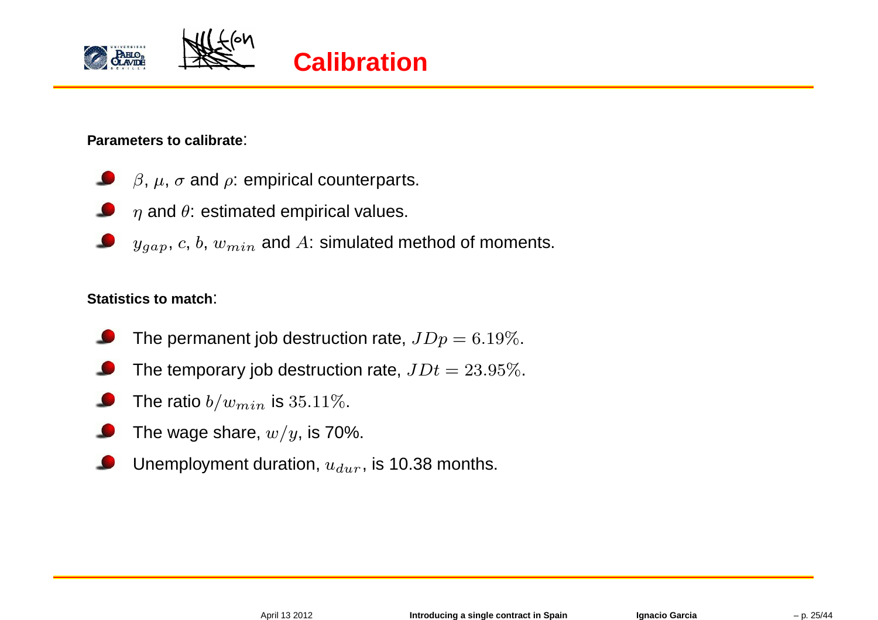# Calibration

**Parameters to calibrate**:

- $\beta$, $\mu$, $\sigma$ and $\rho$: empirical counterparts.
- $\eta$ and $\theta$: estimated empirical values.
- $y_{gap}$, $c$, $b$, $w_{min}$ and $A$: simulated method of moments.

**Statistics to match**:

- The permanent job destruction rate, $JDp = 6.19\%$.
- The temporary job destruction rate, $JDt = 23.95\%$.
- The ratio $b/w_{min}$ is $35.11\%$.
- The wage share, $w/y$, is 70%.
- Unemployment duration, $u_{dur}$, is 10.38 months.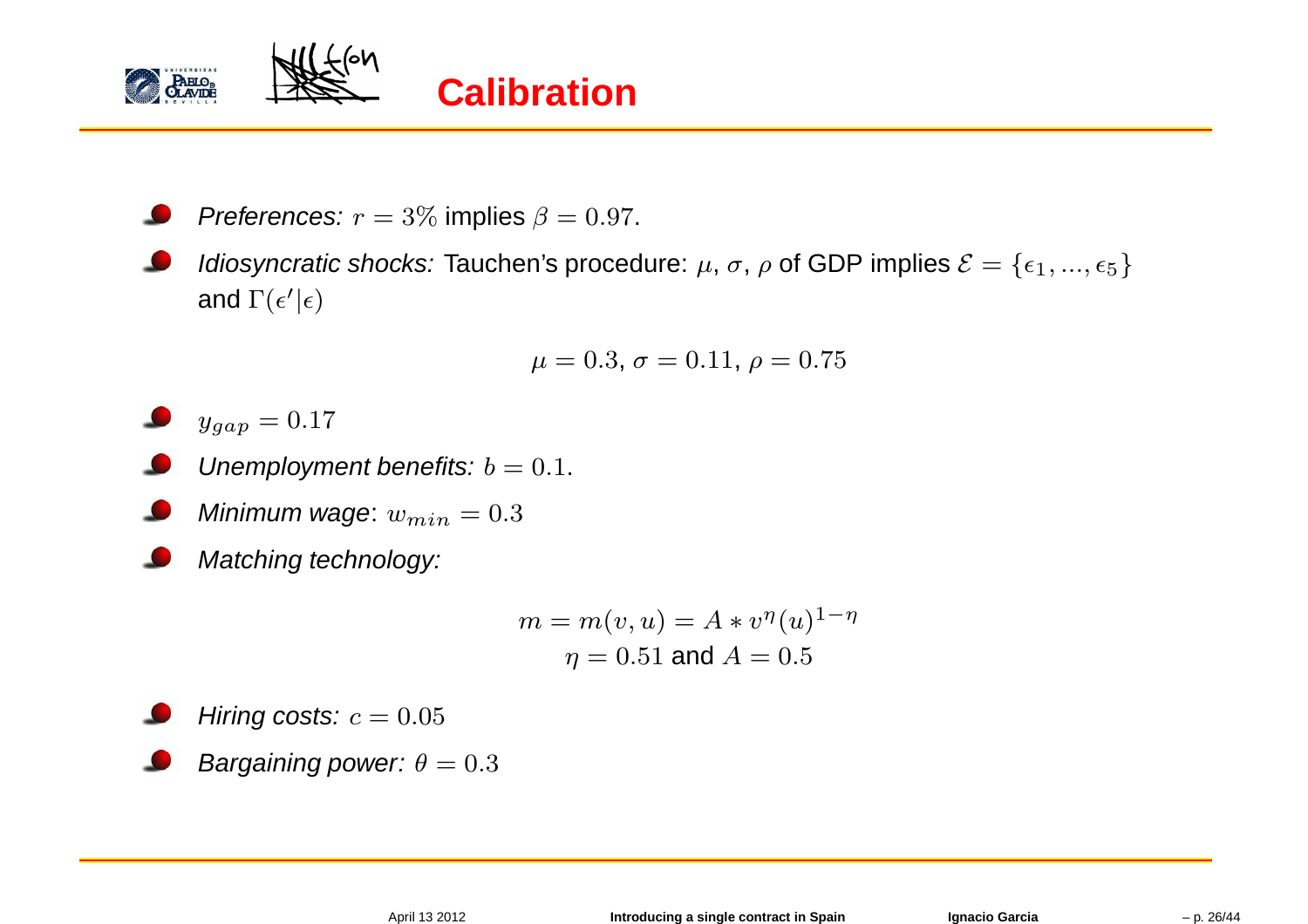# Calibration

- *Preferences:* $r = 3\%$ implies $\beta = 0.97$.
- *Idiosyncratic shocks:* Tauchen's procedure: $\mu$, $\sigma$, $\rho$ of GDP implies $\mathcal{E} = \{\epsilon_1, ..., \epsilon_5\}$ and $\Gamma(\epsilon'|\epsilon)$

$$\mu = 0.3,\ \sigma = 0.11,\ \rho = 0.75$$

- $y_{gap} = 0.17$
- *Unemployment benefits:* $b = 0.1$.
- *Minimum wage*: $w_{min} = 0.3$
- *Matching technology:*

$$m = m(v, u) = A * v^{\eta}(u)^{1-\eta}$$
$$\eta = 0.51 \text{ and } A = 0.5$$

- *Hiring costs:* $c = 0.05$
- *Bargaining power:* $\theta = 0.3$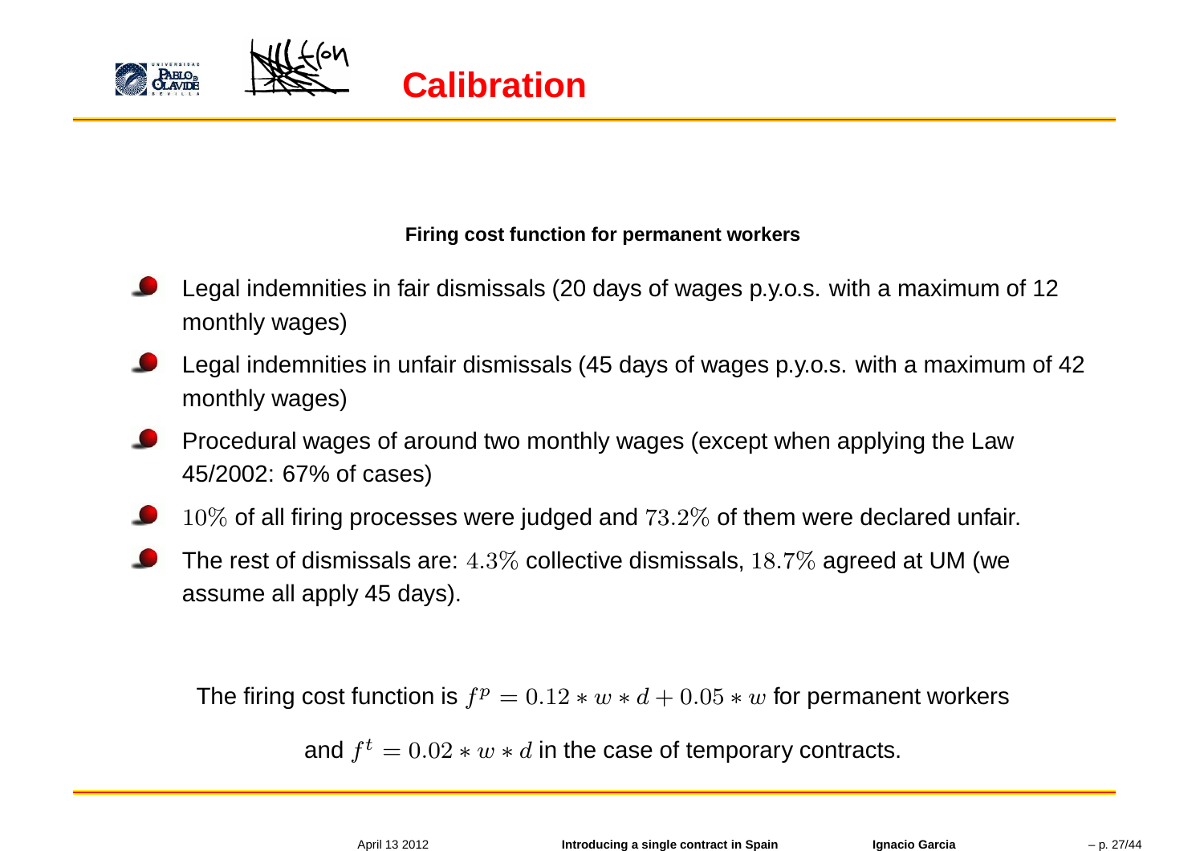# Calibration

**Firing cost function for permanent workers**

- Legal indemnities in fair dismissals (20 days of wages p.y.o.s. with a maximum of 12 monthly wages)
- Legal indemnities in unfair dismissals (45 days of wages p.y.o.s. with a maximum of 42 monthly wages)
- Procedural wages of around two monthly wages (except when applying the Law 45/2002: 67% of cases)
- $10\%$ of all firing processes were judged and $73.2\%$ of them were declared unfair.
- The rest of dismissals are: $4.3\%$ collective dismissals, $18.7\%$ agreed at UM (we assume all apply 45 days).

The firing cost function is $f^p = 0.12 * w * d + 0.05 * w$ for permanent workers

and $f^t = 0.02 * w * d$ in the case of temporary contracts.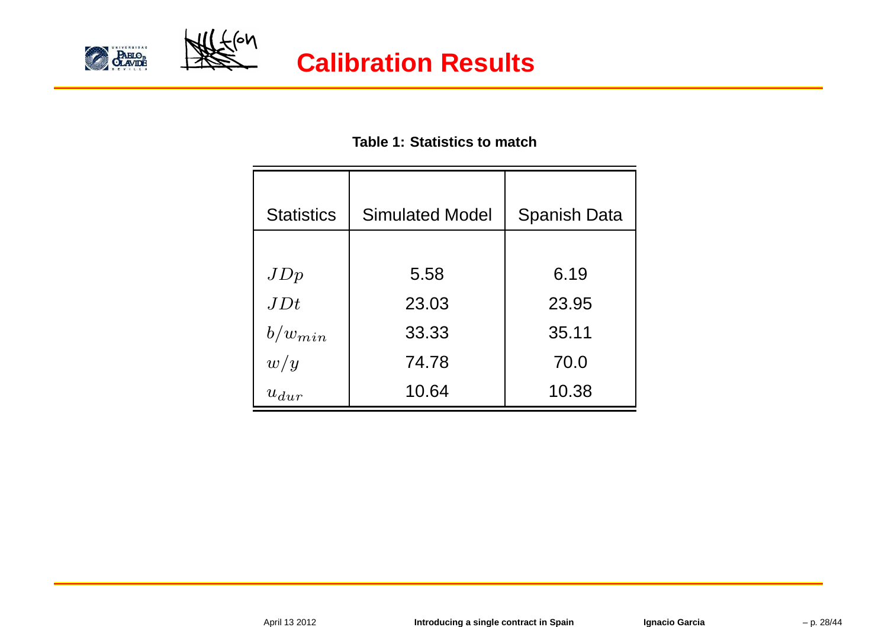# Calibration Results

**Table 1: Statistics to match**

| Statistics | Simulated Model | Spanish Data |
|---|---|---|
| $JDp$ | 5.58 | 6.19 |
| $JDt$ | 23.03 | 23.95 |
| $b/w_{min}$ | 33.33 | 35.11 |
| $w/y$ | 74.78 | 70.0 |
| $u_{dur}$ | 10.64 | 10.38 |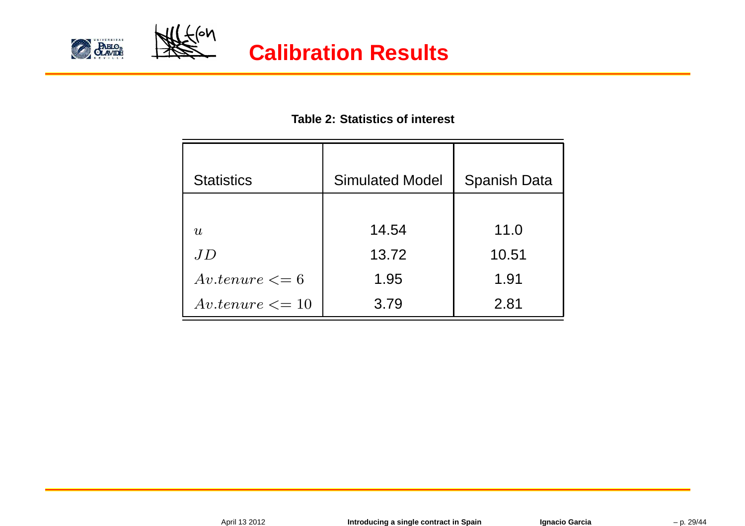# Calibration Results

**Table 2: Statistics of interest**

| Statistics | Simulated Model | Spanish Data |
|---|---|---|
| $u$ | 14.54 | 11.0 |
| $JD$ | 13.72 | 10.51 |
| $Av.tenure <= 6$ | 1.95 | 1.91 |
| $Av.tenure <= 10$ | 3.79 | 2.81 |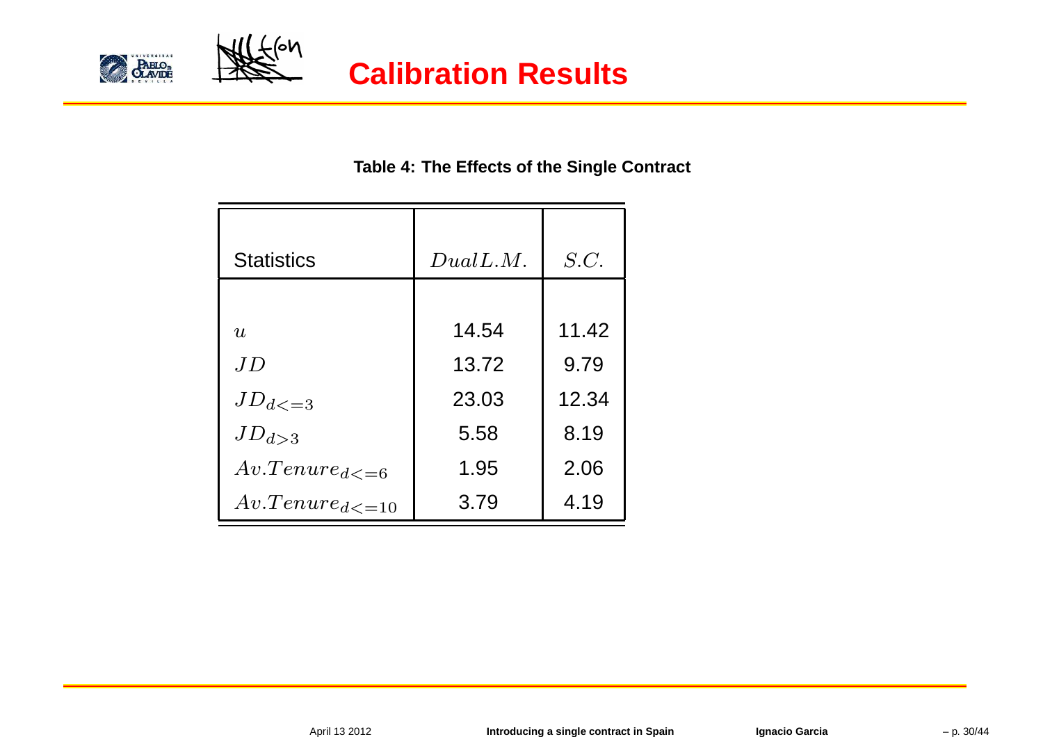# Calibration Results

**Table 4: The Effects of the Single Contract**

| Statistics | $DualL.M.$ | $S.C.$ |
|---|---|---|
| $u$ | 14.54 | 11.42 |
| $JD$ | 13.72 | 9.79 |
| $JD_{d<=3}$ | 23.03 | 12.34 |
| $JD_{d>3}$ | 5.58 | 8.19 |
| $Av.Tenure_{d<=6}$ | 1.95 | 2.06 |
| $Av.Tenure_{d<=10}$ | 3.79 | 4.19 |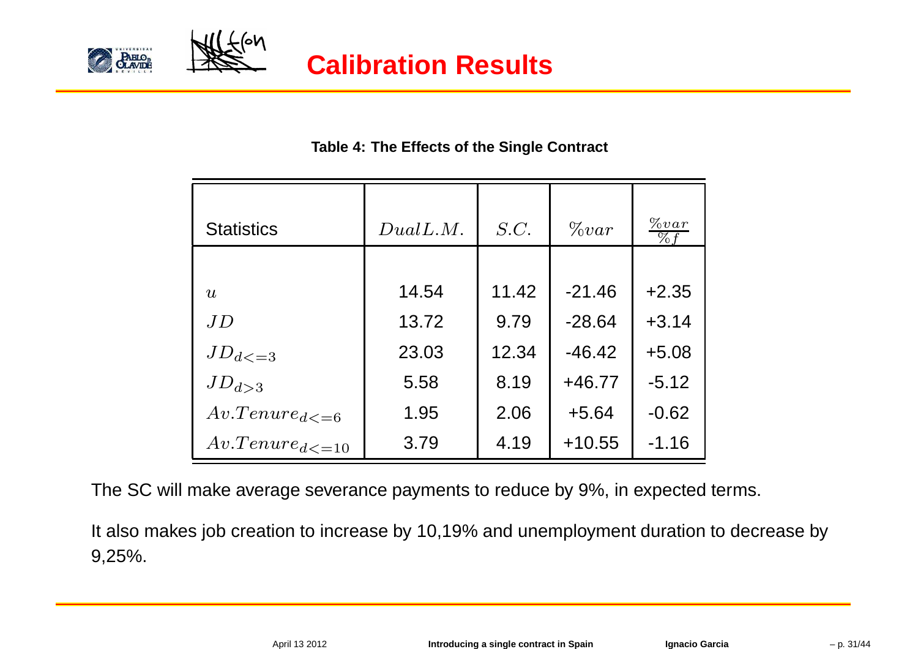# Calibration Results

**Table 4: The Effects of the Single Contract**

| Statistics | $Dual L.M.$ | $S.C.$ | $\%var$ | $\frac{\%var}{\%f}$ |
|---|---|---|---|---|
| $u$ | 14.54 | 11.42 | -21.46 | +2.35 |
| $JD$ | 13.72 | 9.79 | -28.64 | +3.14 |
| $JD_{d<=3}$ | 23.03 | 12.34 | -46.42 | +5.08 |
| $JD_{d>3}$ | 5.58 | 8.19 | +46.77 | -5.12 |
| $Av.Tenure_{d<=6}$ | 1.95 | 2.06 | +5.64 | -0.62 |
| $Av.Tenure_{d<=10}$ | 3.79 | 4.19 | +10.55 | -1.16 |

The SC will make average severance payments to reduce by 9%, in expected terms.

It also makes job creation to increase by 10,19% and unemployment duration to decrease by 9,25%.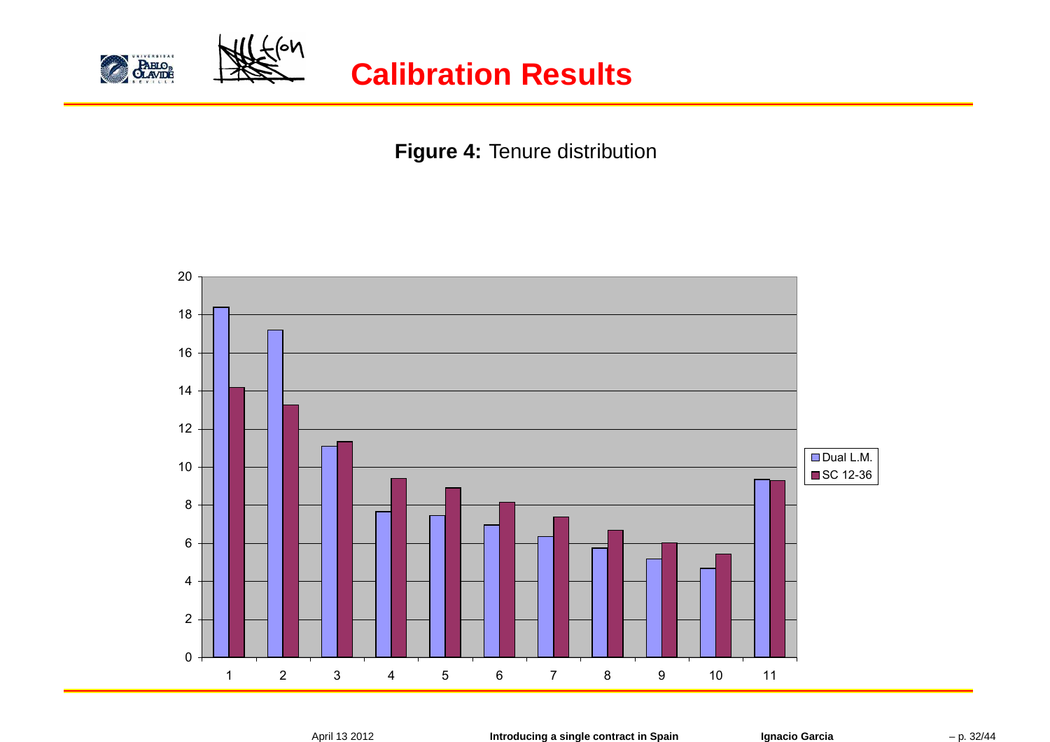# Calibration Results

**Figure 4:** Tenure distribution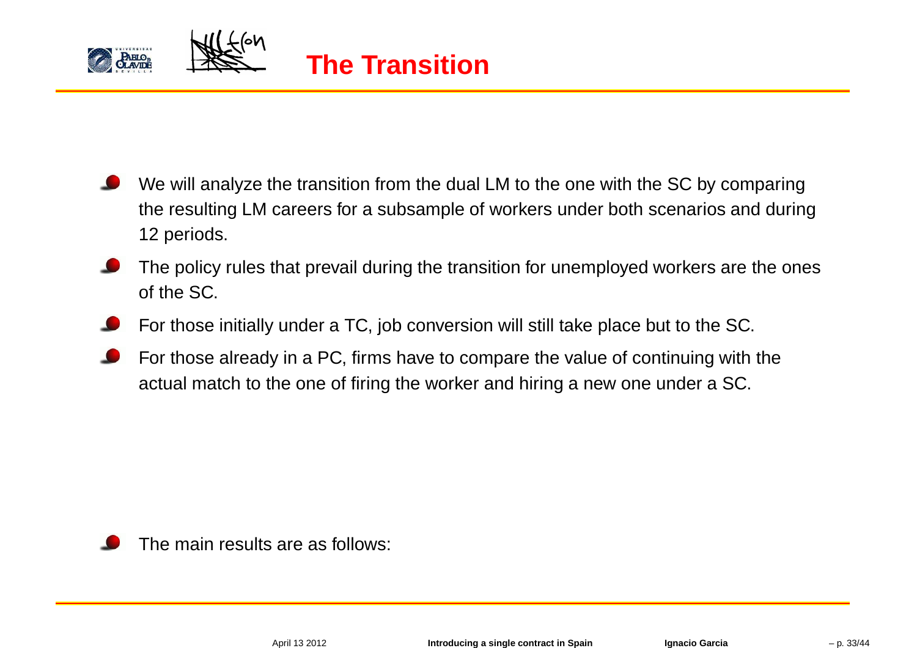# The Transition

- We will analyze the transition from the dual LM to the one with the SC by comparing the resulting LM careers for a subsample of workers under both scenarios and during 12 periods.
- The policy rules that prevail during the transition for unemployed workers are the ones of the SC.
- For those initially under a TC, job conversion will still take place but to the SC.
- For those already in a PC, firms have to compare the value of continuing with the actual match to the one of firing the worker and hiring a new one under a SC.

- The main results are as follows: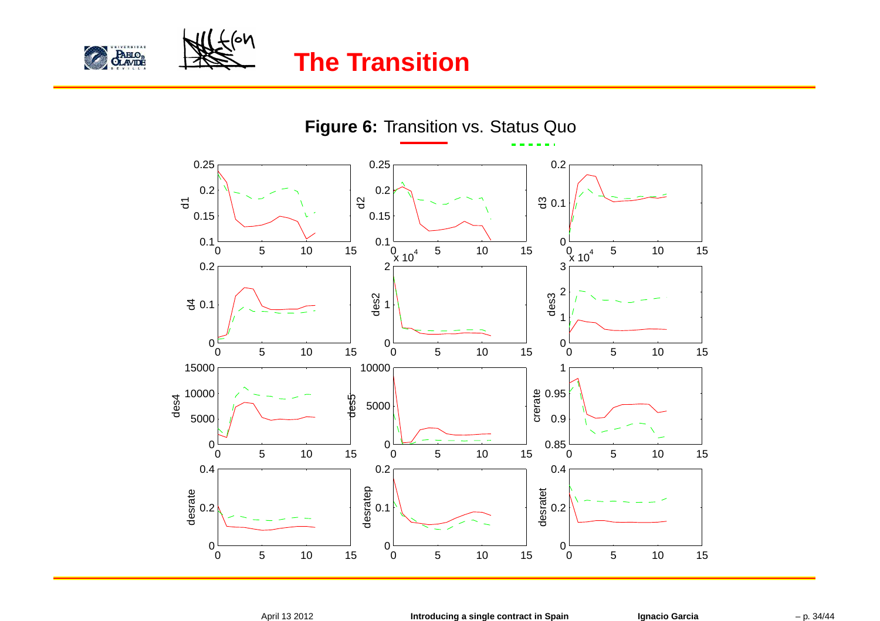# The Transition

**Figure 6:** Transition vs. Status Quo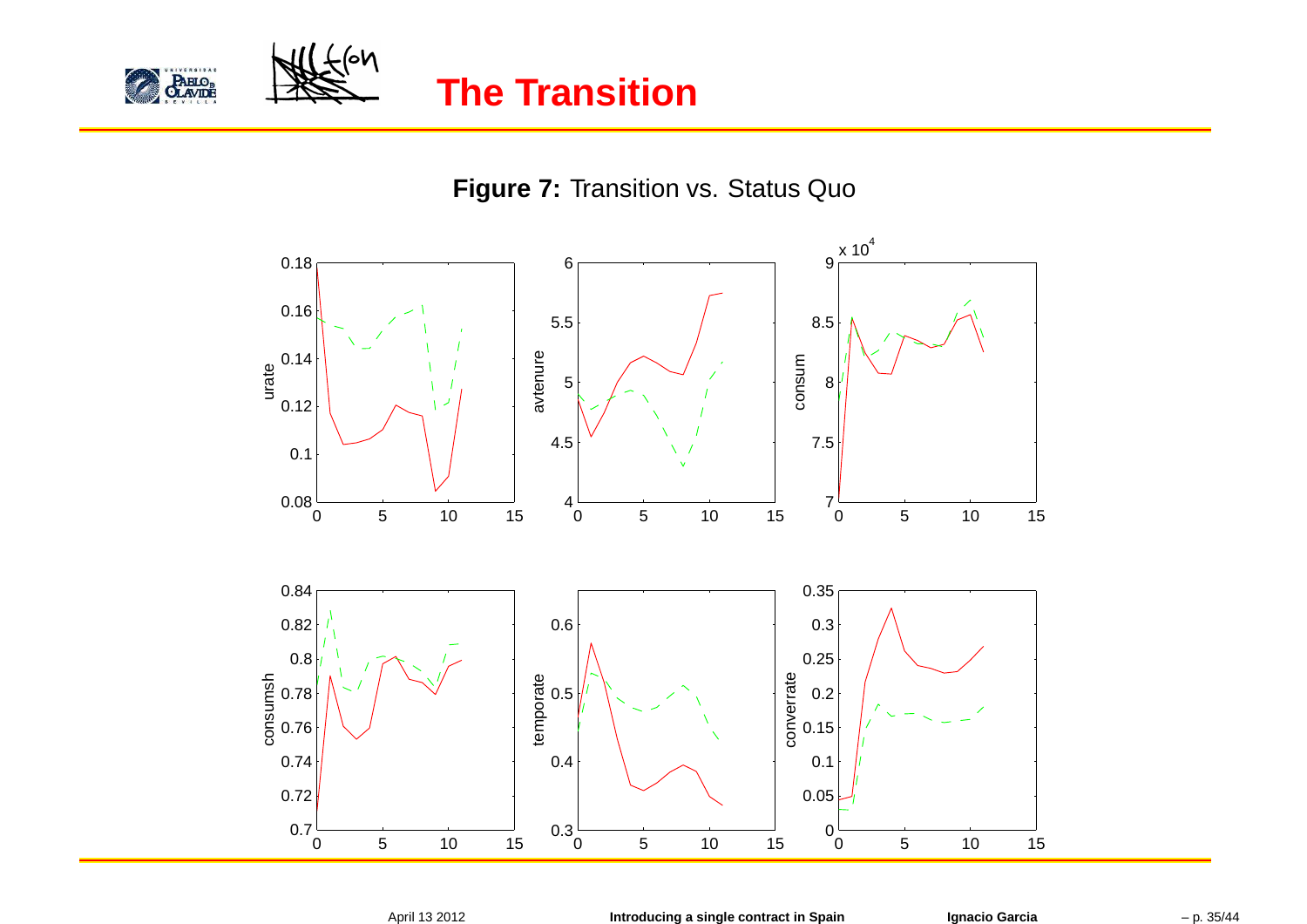# The Transition

**Figure 7:** Transition vs. Status Quo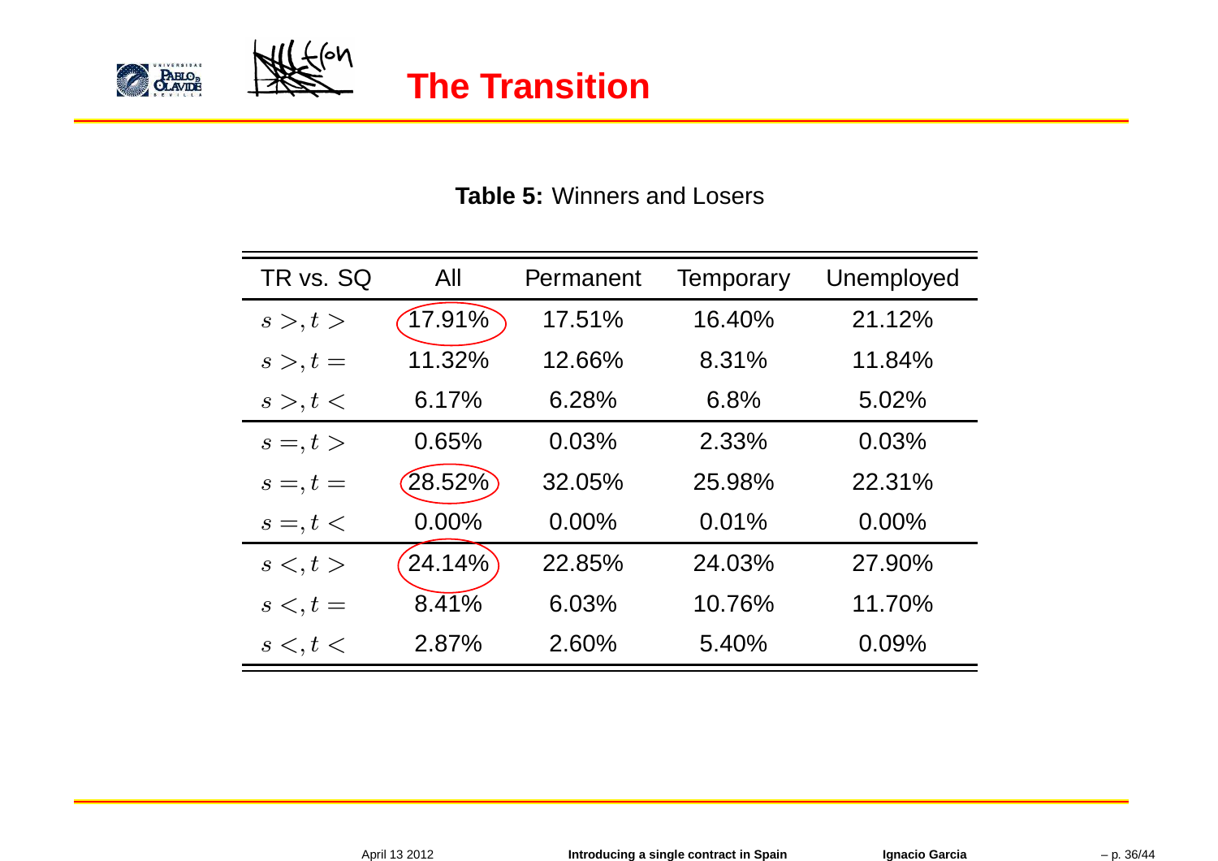# The Transition

**Table 5:** Winners and Losers

| TR vs. SQ | All | Permanent | Temporary | Unemployed |
|---|---|---|---|---|
| $s >, t >$ | 17.91% | 17.51% | 16.40% | 21.12% |
| $s >, t =$ | 11.32% | 12.66% | 8.31% | 11.84% |
| $s >, t <$ | 6.17% | 6.28% | 6.8% | 5.02% |
| $s =, t >$ | 0.65% | 0.03% | 2.33% | 0.03% |
| $s =, t =$ | 28.52% | 32.05% | 25.98% | 22.31% |
| $s =, t <$ | 0.00% | 0.00% | 0.01% | 0.00% |
| $s <, t >$ | 24.14% | 22.85% | 24.03% | 27.90% |
| $s <, t =$ | 8.41% | 6.03% | 10.76% | 11.70% |
| $s <, t <$ | 2.87% | 2.60% | 5.40% | 0.09% |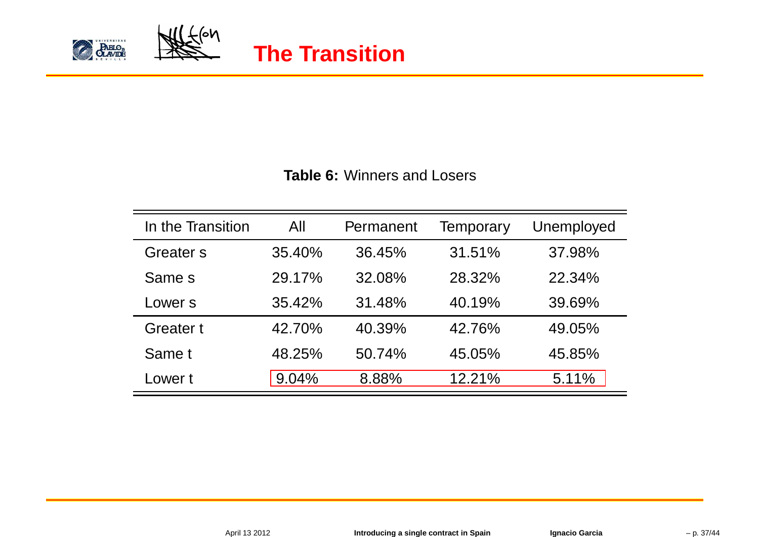# The Transition

**Table 6:** Winners and Losers

| In the Transition | All | Permanent | Temporary | Unemployed |
|---|---|---|---|---|
| Greater s | 35.40% | 36.45% | 31.51% | 37.98% |
| Same s | 29.17% | 32.08% | 28.32% | 22.34% |
| Lower s | 35.42% | 31.48% | 40.19% | 39.69% |
| Greater t | 42.70% | 40.39% | 42.76% | 49.05% |
| Same t | 48.25% | 50.74% | 45.05% | 45.85% |
| Lower t | 9.04% | 8.88% | 12.21% | 5.11% |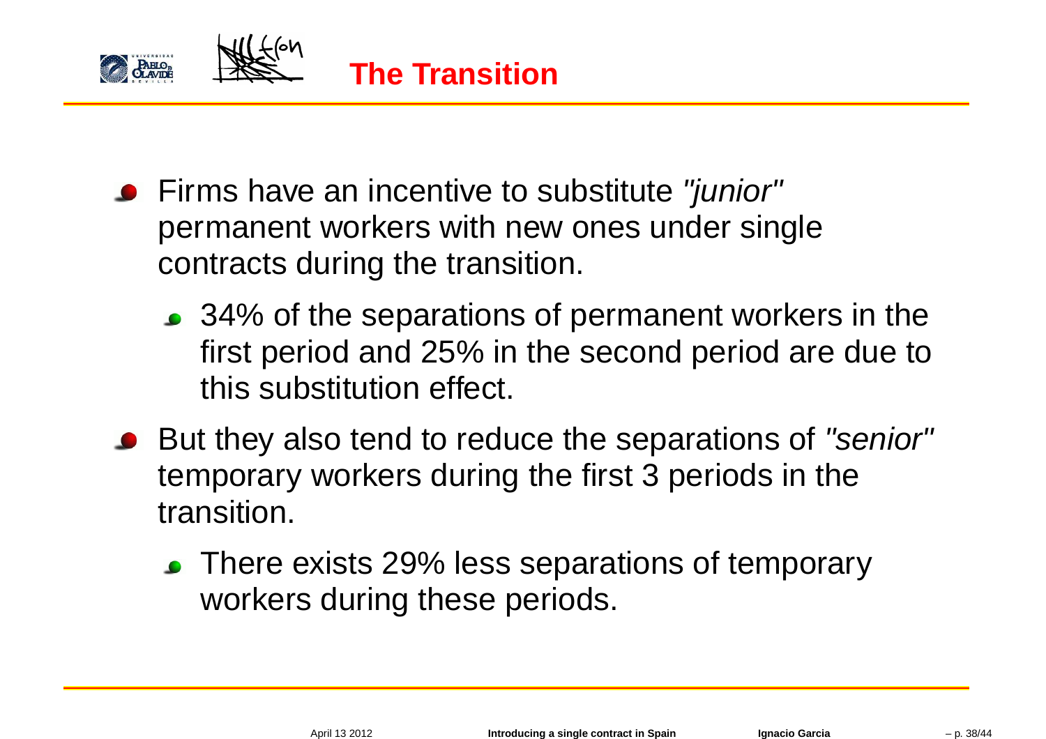# The Transition

- Firms have an incentive to substitute *"junior"* permanent workers with new ones under single contracts during the transition.
  - 34% of the separations of permanent workers in the first period and 25% in the second period are due to this substitution effect.
- But they also tend to reduce the separations of *"senior"* temporary workers during the first 3 periods in the transition.
  - There exists 29% less separations of temporary workers during these periods.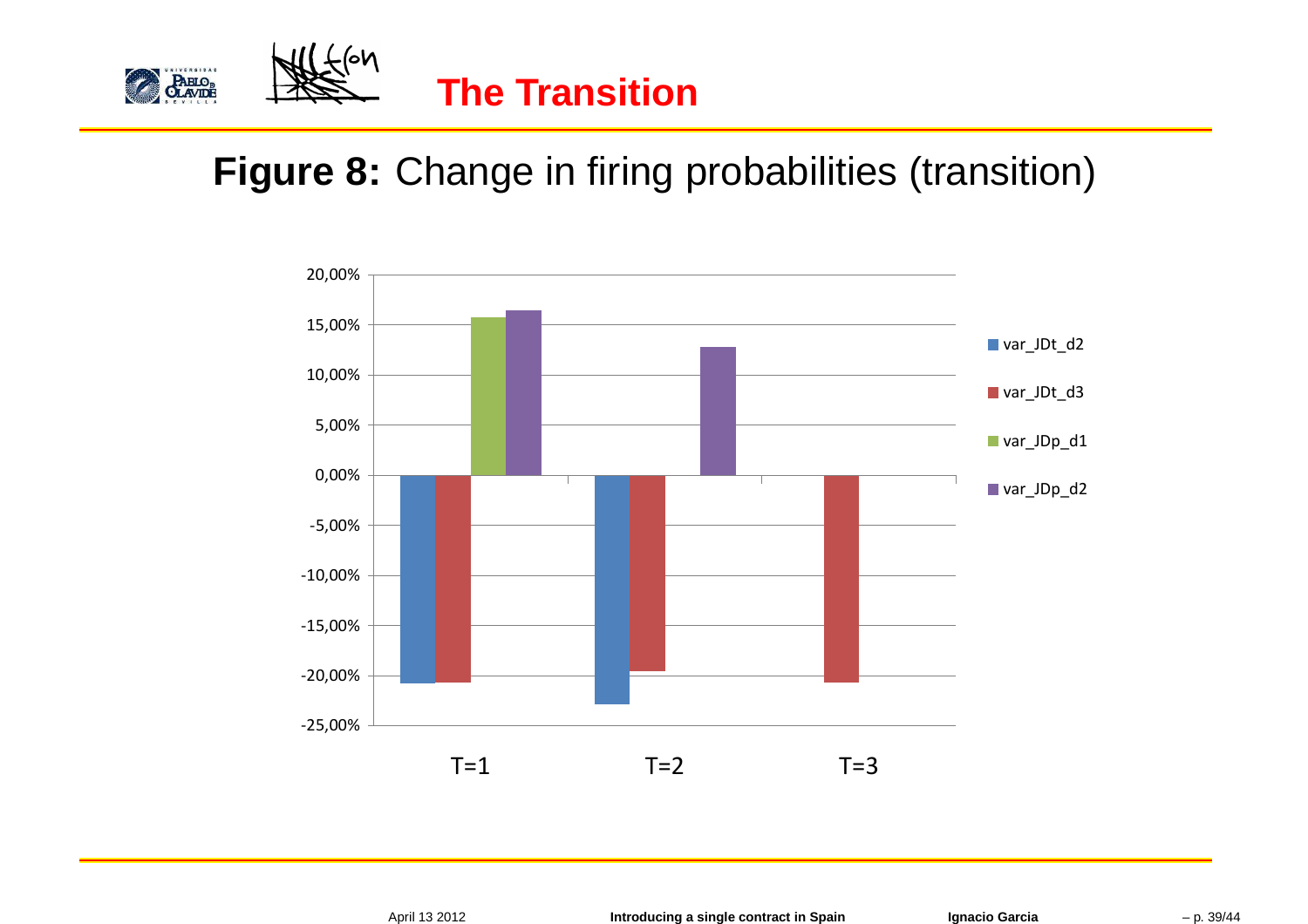# The Transition

**Figure 8:** Change in firing probabilities (transition)

| | var_JDt_d2 | var_JDt_d3 | var_JDp_d1 | var_JDp_d2 |
|---|---|---|---|---|
| T=1 | -20,8% | -20,7% | 15,8% | 16,4% |
| T=2 | -22,9% | -19,6% | | 12,8% |
| T=3 | | -20,7% | | |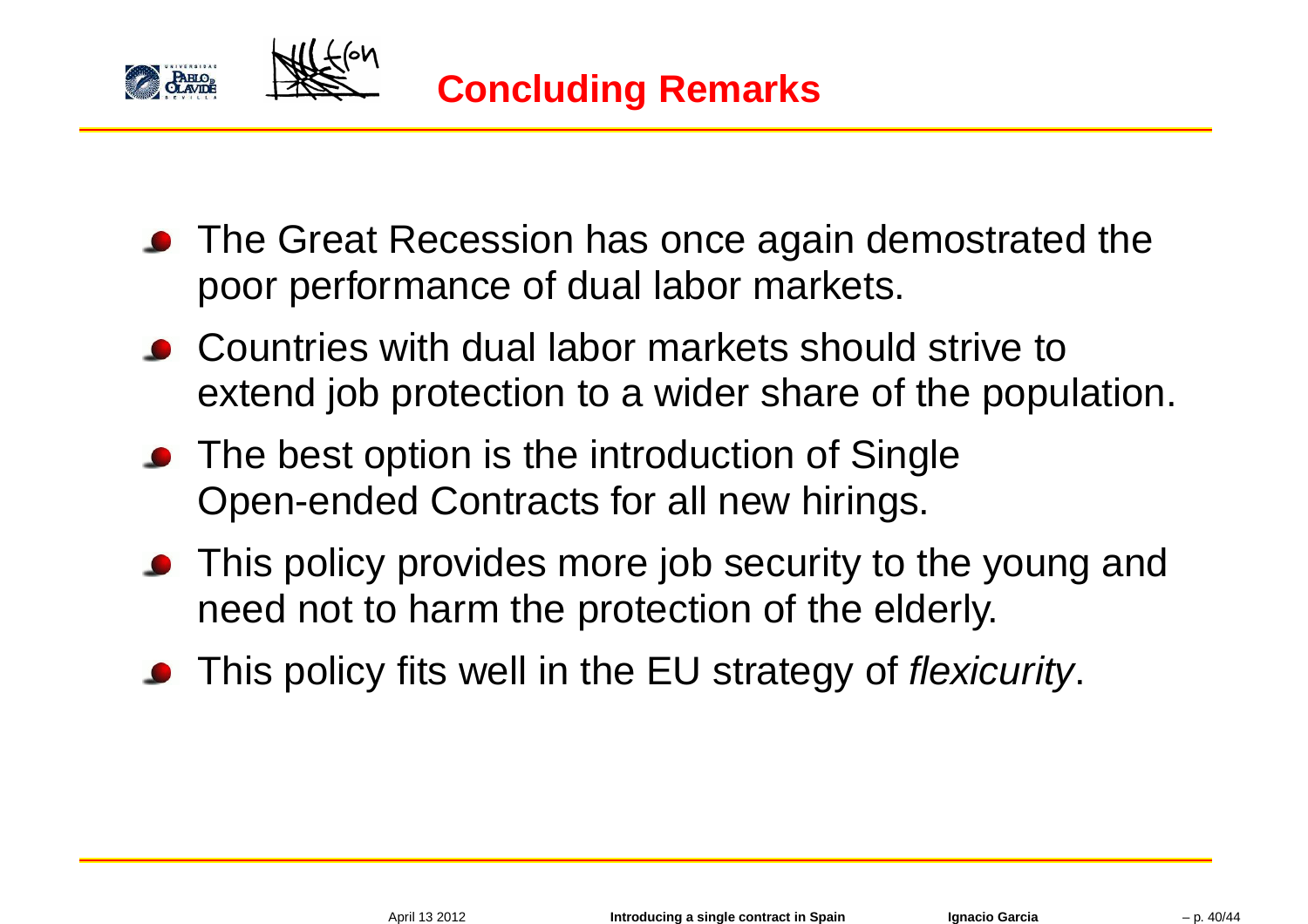# Concluding Remarks

- The Great Recession has once again demostrated the poor performance of dual labor markets.
- Countries with dual labor markets should strive to extend job protection to a wider share of the population.
- The best option is the introduction of Single Open-ended Contracts for all new hirings.
- This policy provides more job security to the young and need not to harm the protection of the elderly.
- This policy fits well in the EU strategy of *flexicurity*.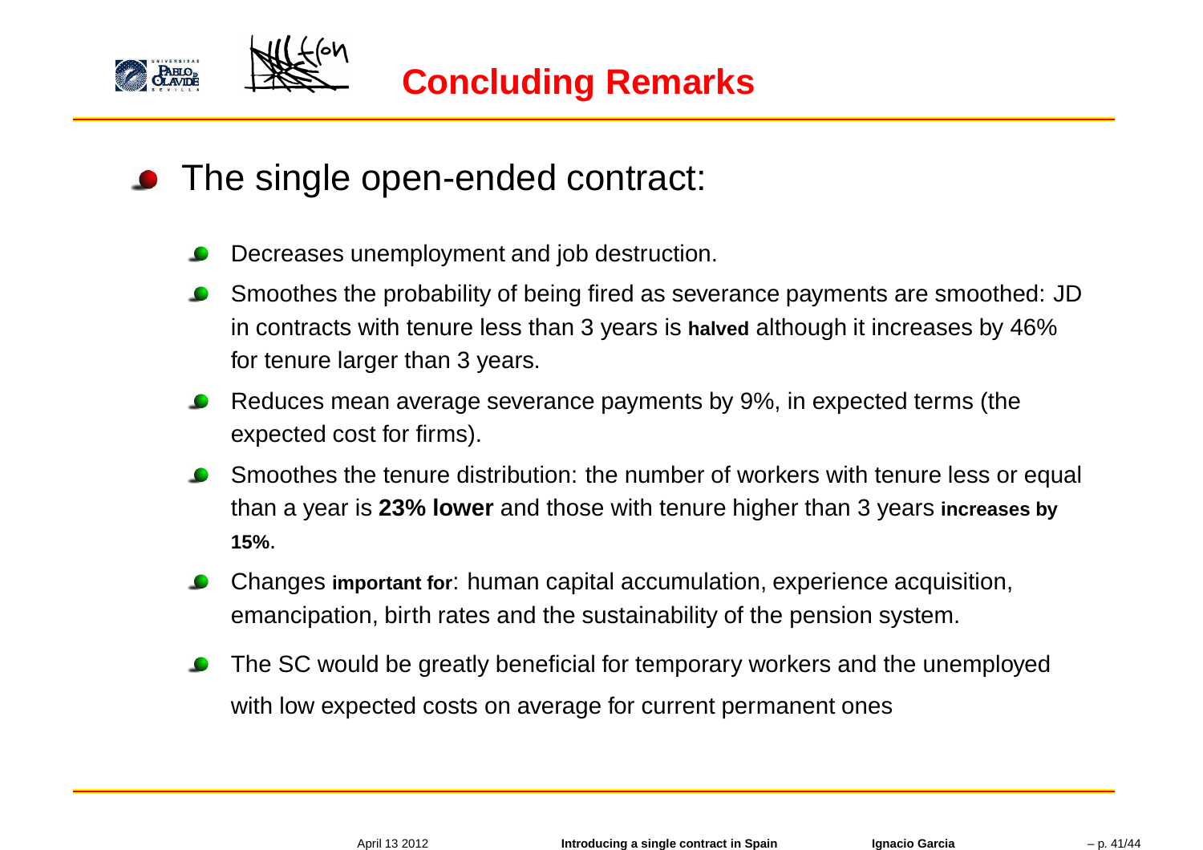# Concluding Remarks

- The single open-ended contract:
  - Decreases unemployment and job destruction.
  - Smoothes the probability of being fired as severance payments are smoothed: JD in contracts with tenure less than 3 years is **halved** although it increases by 46% for tenure larger than 3 years.
  - Reduces mean average severance payments by 9%, in expected terms (the expected cost for firms).
  - Smoothes the tenure distribution: the number of workers with tenure less or equal than a year is **23% lower** and those with tenure higher than 3 years **increases by 15%**.
  - Changes **important for**: human capital accumulation, experience acquisition, emancipation, birth rates and the sustainability of the pension system.
  - The SC would be greatly beneficial for temporary workers and the unemployed with low expected costs on average for current permanent ones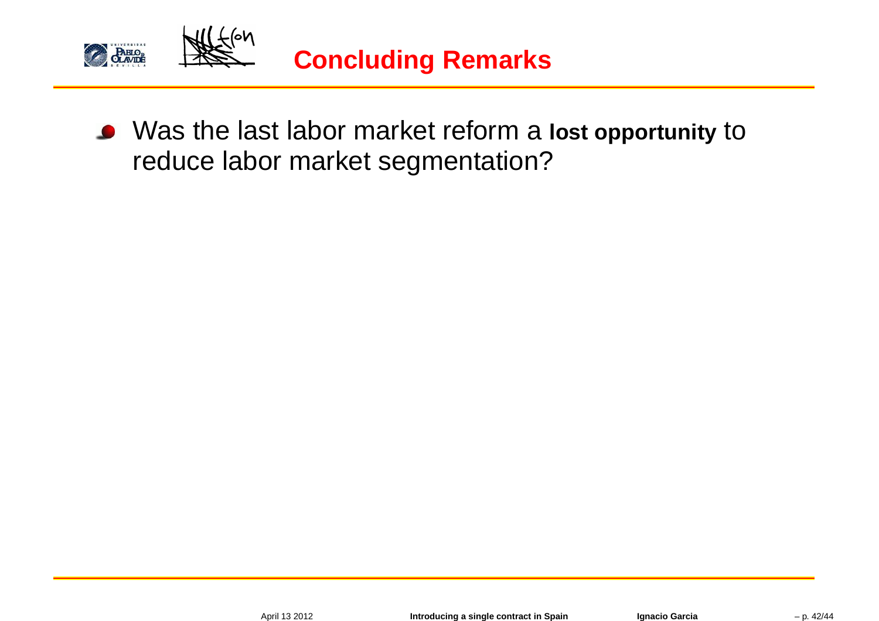# Concluding Remarks

- Was the last labor market reform a **lost opportunity** to reduce labor market segmentation?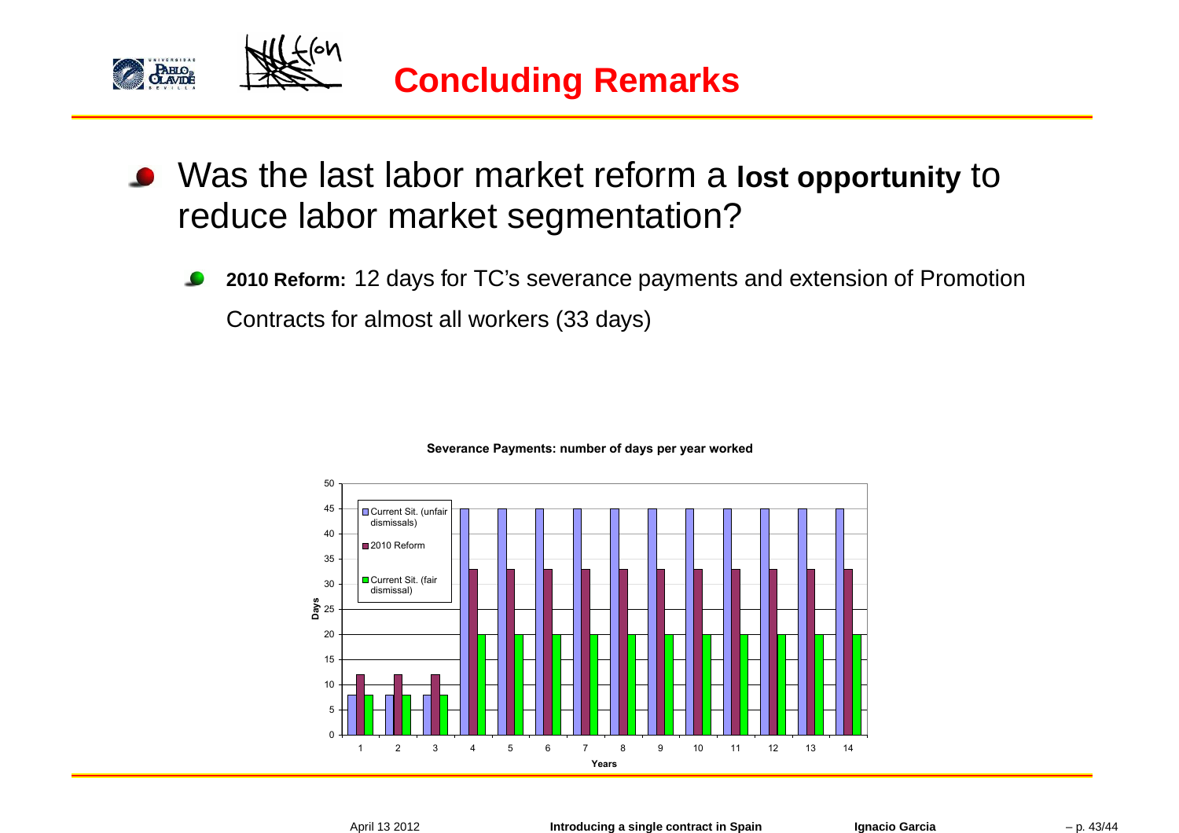# Concluding Remarks

- Was the last labor market reform a **lost opportunity** to reduce labor market segmentation?
  - **2010 Reform:** 12 days for TC's severance payments and extension of Promotion Contracts for almost all workers (33 days)

**Severance Payments: number of days per year worked**

| Years | Current Sit. (unfair dismissals) | 2010 Reform | Current Sit. (fair dismissal) |
|---|---|---|---|
| 1 | 8 | 12 | 8 |
| 2 | 8 | 12 | 8 |
| 3 | 8 | 12 | 8 |
| 4 | 45 | 33 | 20 |
| 5 | 45 | 33 | 20 |
| 6 | 45 | 33 | 20 |
| 7 | 45 | 33 | 20 |
| 8 | 45 | 33 | 20 |
| 9 | 45 | 33 | 20 |
| 10 | 45 | 33 | 20 |
| 11 | 45 | 33 | 20 |
| 12 | 45 | 33 | 20 |
| 13 | 45 | 33 | 20 |
| 14 | 45 | 33 | 20 |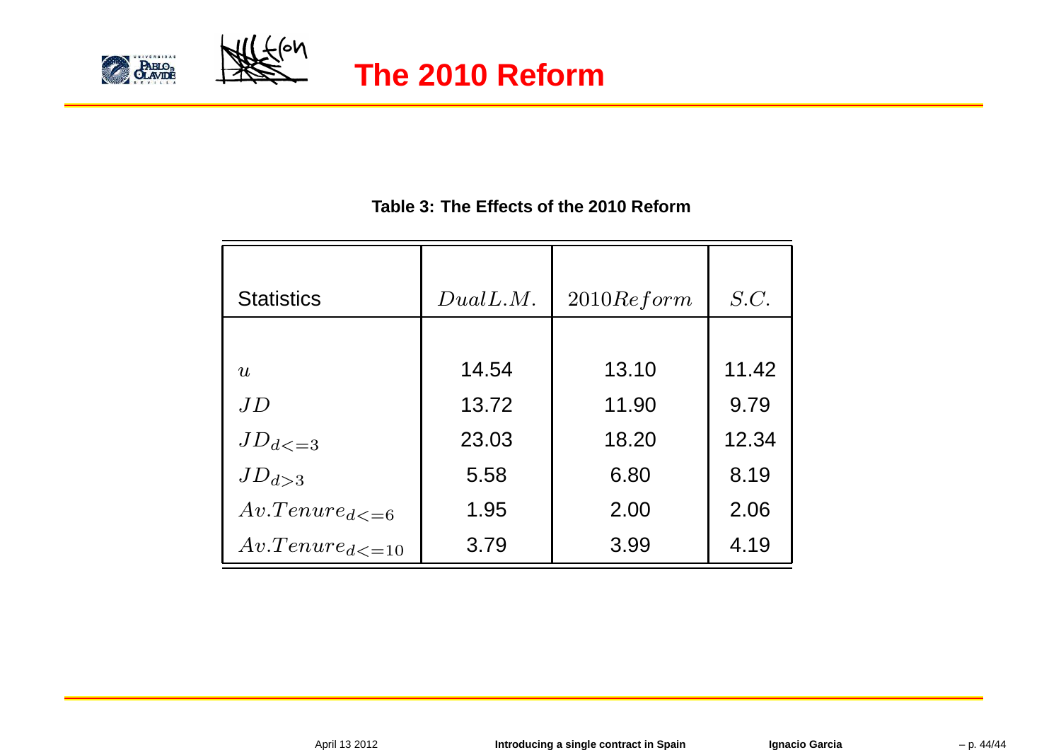# The 2010 Reform

**Table 3: The Effects of the 2010 Reform**

| Statistics | $Dual L.M.$ | $2010 Reform$ | $S.C.$ |
|---|---|---|---|
| $u$ | 14.54 | 13.10 | 11.42 |
| $JD$ | 13.72 | 11.90 | 9.79 |
| $JD_{d<=3}$ | 23.03 | 18.20 | 12.34 |
| $JD_{d>3}$ | 5.58 | 6.80 | 8.19 |
| $Av.Tenure_{d<=6}$ | 1.95 | 2.00 | 2.06 |
| $Av.Tenure_{d<=10}$ | 3.79 | 3.99 | 4.19 |